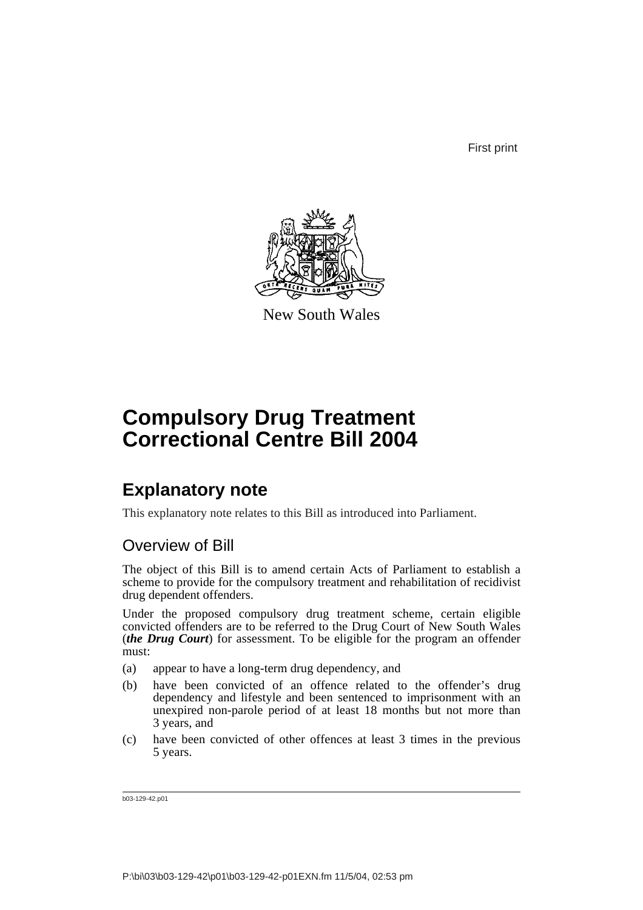First print

New South Wales

# Compulsory Drug Treatment Correctional Centre Bill 2004

## Explanatory note

This explanatory note relates to this Bill as introduced into Parliament.

### Overview of Bill

The object of this Bill is to amend certain Acts of Parliament to establish a scheme to provide for the compulsory treatment and rehabilitation of recidivist drug dependent offenders.

Under the proposed compulsory drug treatment scheme, certain eligible convicted offenders are to be referred to the Drug Court of New South Wales (***the Drug Court***) for assessment. To be eligible for the program an offender must:

(a) appear to have a long-term drug dependency, and

(b) have been convicted of an offence related to the offender's drug dependency and lifestyle and been sentenced to imprisonment with an unexpired non-parole period of at least 18 months but not more than 3 years, and

(c) have been convicted of other offences at least 3 times in the previous 5 years.

b03-129-42.p01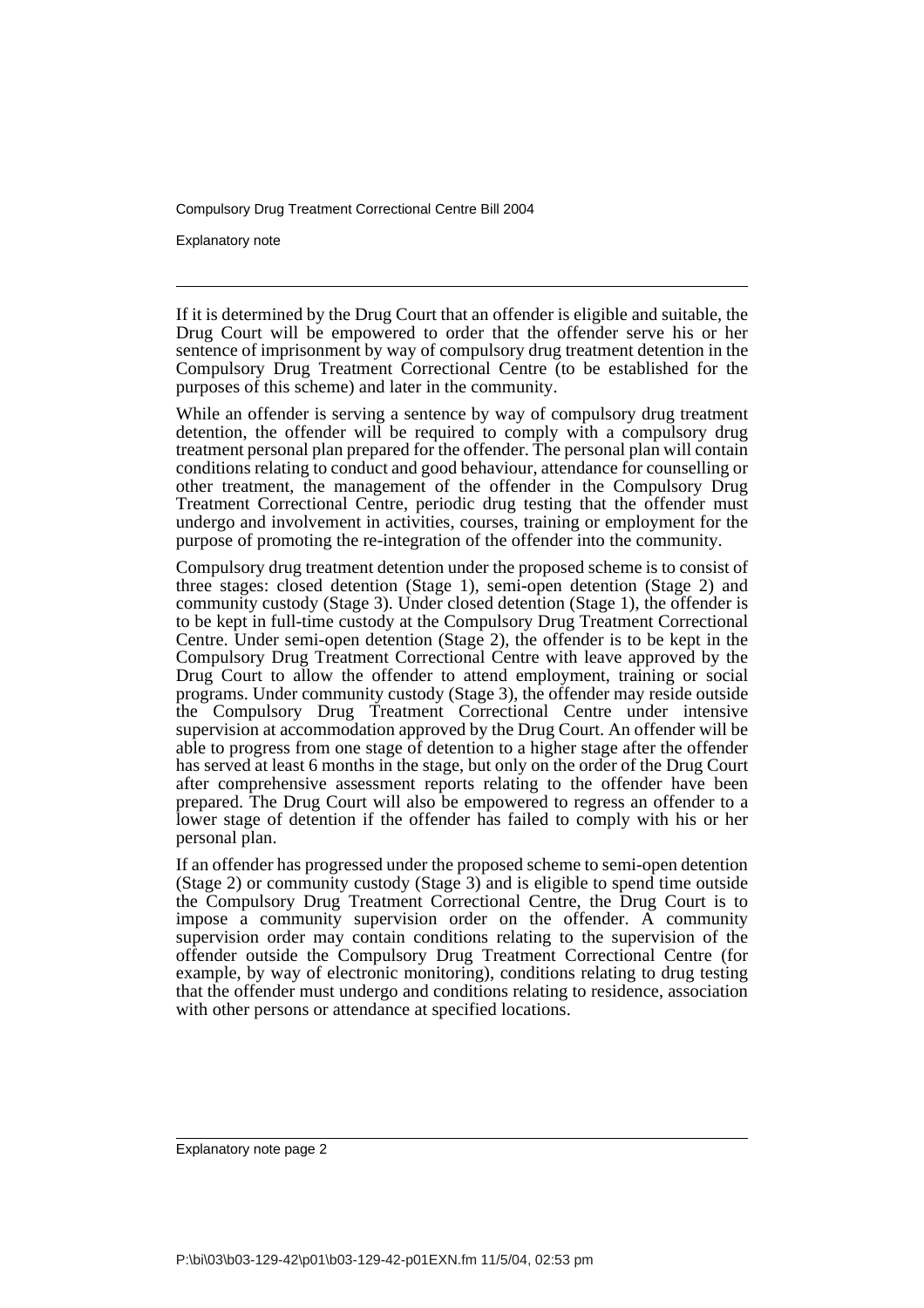If it is determined by the Drug Court that an offender is eligible and suitable, the Drug Court will be empowered to order that the offender serve his or her sentence of imprisonment by way of compulsory drug treatment detention in the Compulsory Drug Treatment Correctional Centre (to be established for the purposes of this scheme) and later in the community.

While an offender is serving a sentence by way of compulsory drug treatment detention, the offender will be required to comply with a compulsory drug treatment personal plan prepared for the offender. The personal plan will contain conditions relating to conduct and good behaviour, attendance for counselling or other treatment, the management of the offender in the Compulsory Drug Treatment Correctional Centre, periodic drug testing that the offender must undergo and involvement in activities, courses, training or employment for the purpose of promoting the re-integration of the offender into the community.

Compulsory drug treatment detention under the proposed scheme is to consist of three stages: closed detention (Stage 1), semi-open detention (Stage 2) and community custody (Stage 3). Under closed detention (Stage 1), the offender is to be kept in full-time custody at the Compulsory Drug Treatment Correctional Centre. Under semi-open detention (Stage 2), the offender is to be kept in the Compulsory Drug Treatment Correctional Centre with leave approved by the Drug Court to allow the offender to attend employment, training or social programs. Under community custody (Stage 3), the offender may reside outside the Compulsory Drug Treatment Correctional Centre under intensive supervision at accommodation approved by the Drug Court. An offender will be able to progress from one stage of detention to a higher stage after the offender has served at least 6 months in the stage, but only on the order of the Drug Court after comprehensive assessment reports relating to the offender have been prepared. The Drug Court will also be empowered to regress an offender to a lower stage of detention if the offender has failed to comply with his or her personal plan.

If an offender has progressed under the proposed scheme to semi-open detention (Stage 2) or community custody (Stage 3) and is eligible to spend time outside the Compulsory Drug Treatment Correctional Centre, the Drug Court is to impose a community supervision order on the offender. A community supervision order may contain conditions relating to the supervision of the offender outside the Compulsory Drug Treatment Correctional Centre (for example, by way of electronic monitoring), conditions relating to drug testing that the offender must undergo and conditions relating to residence, association with other persons or attendance at specified locations.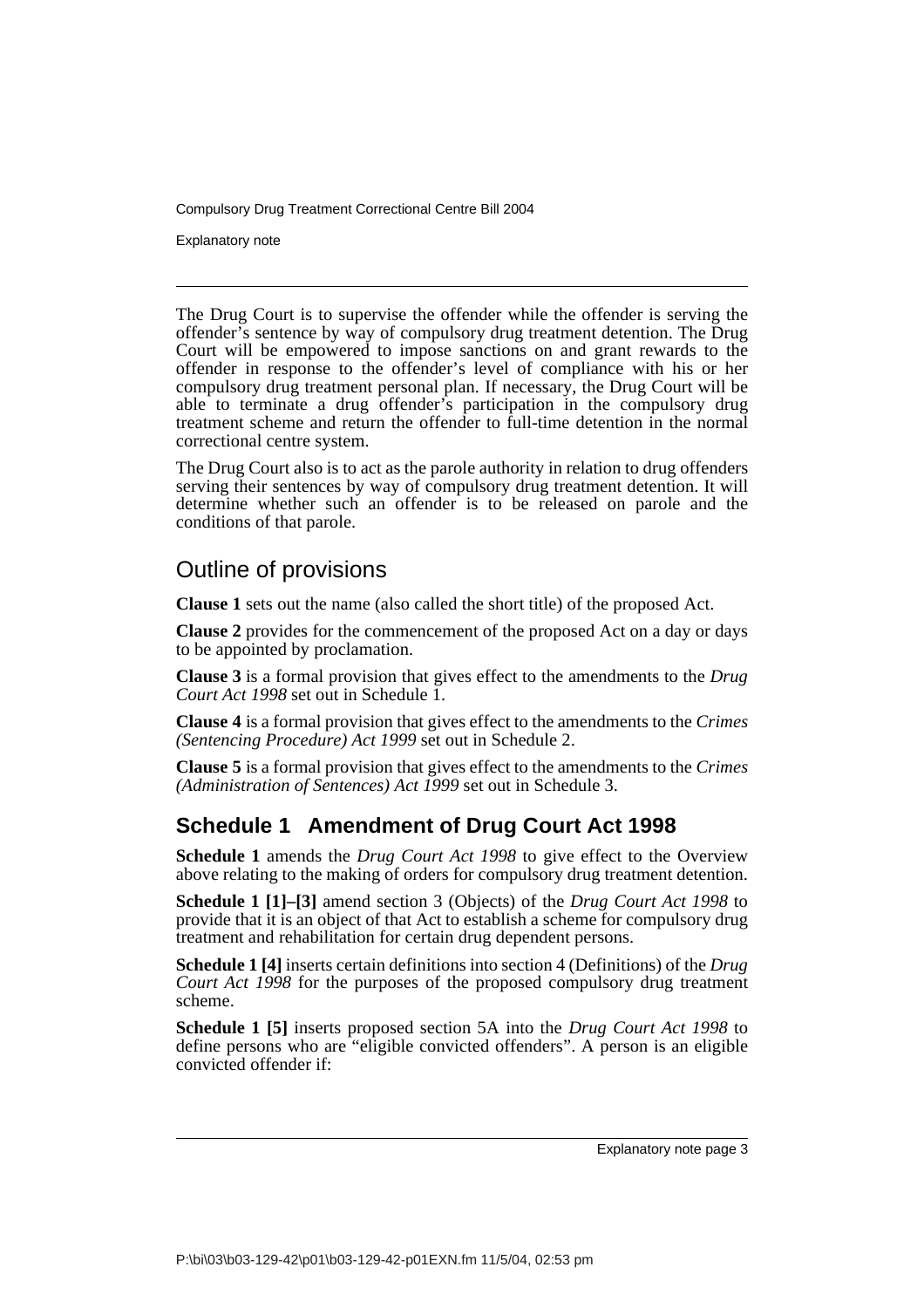The Drug Court is to supervise the offender while the offender is serving the offender's sentence by way of compulsory drug treatment detention. The Drug Court will be empowered to impose sanctions on and grant rewards to the offender in response to the offender's level of compliance with his or her compulsory drug treatment personal plan. If necessary, the Drug Court will be able to terminate a drug offender's participation in the compulsory drug treatment scheme and return the offender to full-time detention in the normal correctional centre system.

The Drug Court also is to act as the parole authority in relation to drug offenders serving their sentences by way of compulsory drug treatment detention. It will determine whether such an offender is to be released on parole and the conditions of that parole.

## Outline of provisions

**Clause 1** sets out the name (also called the short title) of the proposed Act.

**Clause 2** provides for the commencement of the proposed Act on a day or days to be appointed by proclamation.

**Clause 3** is a formal provision that gives effect to the amendments to the *Drug Court Act 1998* set out in Schedule 1.

**Clause 4** is a formal provision that gives effect to the amendments to the *Crimes (Sentencing Procedure) Act 1999* set out in Schedule 2.

**Clause 5** is a formal provision that gives effect to the amendments to the *Crimes (Administration of Sentences) Act 1999* set out in Schedule 3.

### Schedule 1 Amendment of Drug Court Act 1998

**Schedule 1** amends the *Drug Court Act 1998* to give effect to the Overview above relating to the making of orders for compulsory drug treatment detention.

**Schedule 1 [1]–[3]** amend section 3 (Objects) of the *Drug Court Act 1998* to provide that it is an object of that Act to establish a scheme for compulsory drug treatment and rehabilitation for certain drug dependent persons.

**Schedule 1 [4]** inserts certain definitions into section 4 (Definitions) of the *Drug Court Act 1998* for the purposes of the proposed compulsory drug treatment scheme.

**Schedule 1 [5]** inserts proposed section 5A into the *Drug Court Act 1998* to define persons who are "eligible convicted offenders". A person is an eligible convicted offender if: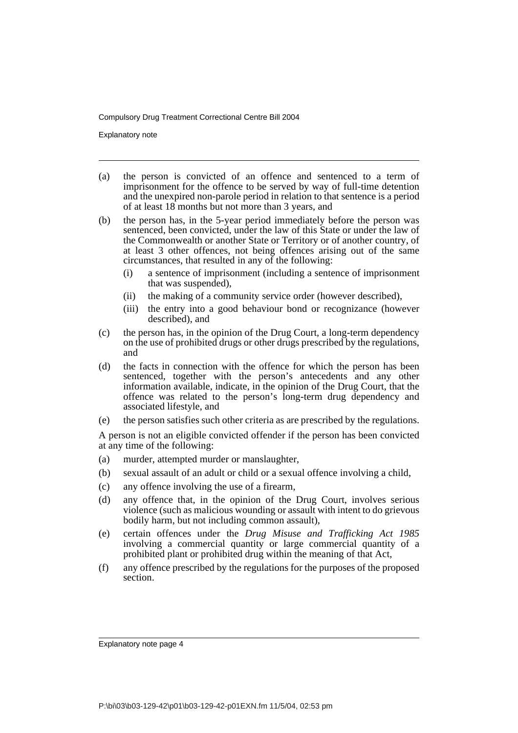(a) the person is convicted of an offence and sentenced to a term of imprisonment for the offence to be served by way of full-time detention and the unexpired non-parole period in relation to that sentence is a period of at least 18 months but not more than 3 years, and

(b) the person has, in the 5-year period immediately before the person was sentenced, been convicted, under the law of this State or under the law of the Commonwealth or another State or Territory or of another country, of at least 3 other offences, not being offences arising out of the same circumstances, that resulted in any of the following:

   (i) a sentence of imprisonment (including a sentence of imprisonment that was suspended),

   (ii) the making of a community service order (however described),

   (iii) the entry into a good behaviour bond or recognizance (however described), and

(c) the person has, in the opinion of the Drug Court, a long-term dependency on the use of prohibited drugs or other drugs prescribed by the regulations, and

(d) the facts in connection with the offence for which the person has been sentenced, together with the person's antecedents and any other information available, indicate, in the opinion of the Drug Court, that the offence was related to the person's long-term drug dependency and associated lifestyle, and

(e) the person satisfies such other criteria as are prescribed by the regulations.

A person is not an eligible convicted offender if the person has been convicted at any time of the following:

(a) murder, attempted murder or manslaughter,

(b) sexual assault of an adult or child or a sexual offence involving a child,

(c) any offence involving the use of a firearm,

(d) any offence that, in the opinion of the Drug Court, involves serious violence (such as malicious wounding or assault with intent to do grievous bodily harm, but not including common assault),

(e) certain offences under the *Drug Misuse and Trafficking Act 1985* involving a commercial quantity or large commercial quantity of a prohibited plant or prohibited drug within the meaning of that Act,

(f) any offence prescribed by the regulations for the purposes of the proposed section.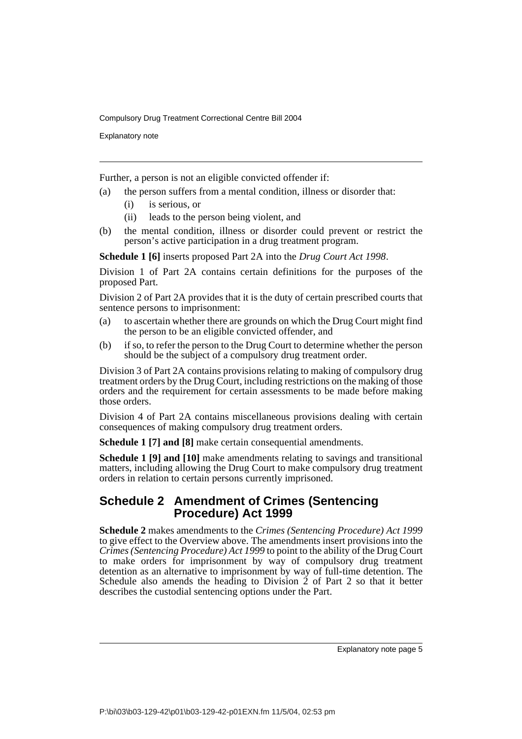Further, a person is not an eligible convicted offender if:

(a) the person suffers from a mental condition, illness or disorder that:
    (i) is serious, or
    (ii) leads to the person being violent, and
(b) the mental condition, illness or disorder could prevent or restrict the person's active participation in a drug treatment program.

**Schedule 1 [6]** inserts proposed Part 2A into the *Drug Court Act 1998*.

Division 1 of Part 2A contains certain definitions for the purposes of the proposed Part.

Division 2 of Part 2A provides that it is the duty of certain prescribed courts that sentence persons to imprisonment:

(a) to ascertain whether there are grounds on which the Drug Court might find the person to be an eligible convicted offender, and
(b) if so, to refer the person to the Drug Court to determine whether the person should be the subject of a compulsory drug treatment order.

Division 3 of Part 2A contains provisions relating to making of compulsory drug treatment orders by the Drug Court, including restrictions on the making of those orders and the requirement for certain assessments to be made before making those orders.

Division 4 of Part 2A contains miscellaneous provisions dealing with certain consequences of making compulsory drug treatment orders.

**Schedule 1 [7] and [8]** make certain consequential amendments.

**Schedule 1 [9] and [10]** make amendments relating to savings and transitional matters, including allowing the Drug Court to make compulsory drug treatment orders in relation to certain persons currently imprisoned.

## Schedule 2 Amendment of Crimes (Sentencing Procedure) Act 1999

**Schedule 2** makes amendments to the *Crimes (Sentencing Procedure) Act 1999* to give effect to the Overview above. The amendments insert provisions into the *Crimes (Sentencing Procedure) Act 1999* to point to the ability of the Drug Court to make orders for imprisonment by way of compulsory drug treatment detention as an alternative to imprisonment by way of full-time detention. The Schedule also amends the heading to Division 2 of Part 2 so that it better describes the custodial sentencing options under the Part.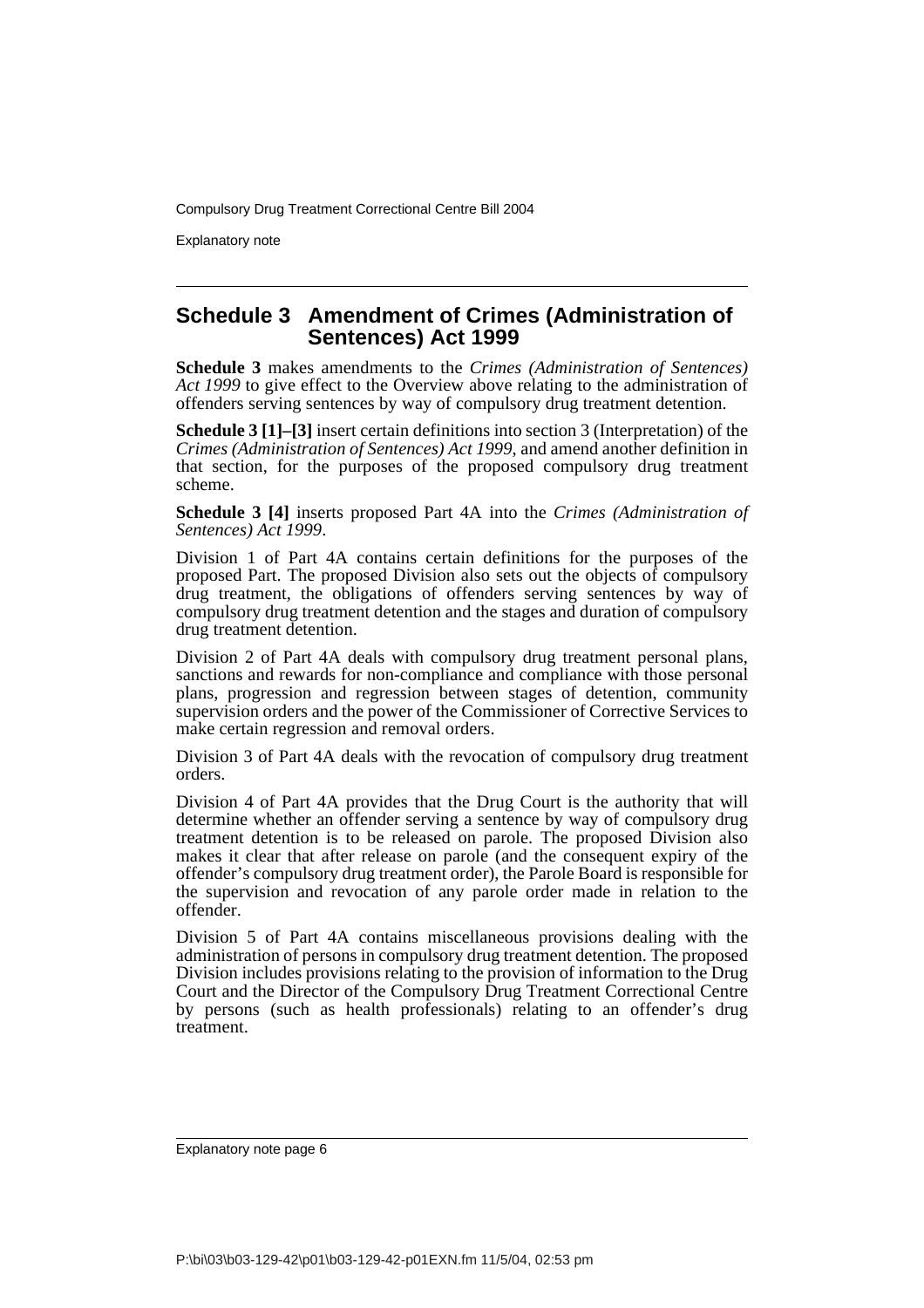## Schedule 3 Amendment of Crimes (Administration of Sentences) Act 1999

**Schedule 3** makes amendments to the *Crimes (Administration of Sentences) Act 1999* to give effect to the Overview above relating to the administration of offenders serving sentences by way of compulsory drug treatment detention.

**Schedule 3 [1]–[3]** insert certain definitions into section 3 (Interpretation) of the *Crimes (Administration of Sentences) Act 1999*, and amend another definition in that section, for the purposes of the proposed compulsory drug treatment scheme.

**Schedule 3 [4]** inserts proposed Part 4A into the *Crimes (Administration of Sentences) Act 1999*.

Division 1 of Part 4A contains certain definitions for the purposes of the proposed Part. The proposed Division also sets out the objects of compulsory drug treatment, the obligations of offenders serving sentences by way of compulsory drug treatment detention and the stages and duration of compulsory drug treatment detention.

Division 2 of Part 4A deals with compulsory drug treatment personal plans, sanctions and rewards for non-compliance and compliance with those personal plans, progression and regression between stages of detention, community supervision orders and the power of the Commissioner of Corrective Services to make certain regression and removal orders.

Division 3 of Part 4A deals with the revocation of compulsory drug treatment orders.

Division 4 of Part 4A provides that the Drug Court is the authority that will determine whether an offender serving a sentence by way of compulsory drug treatment detention is to be released on parole. The proposed Division also makes it clear that after release on parole (and the consequent expiry of the offender's compulsory drug treatment order), the Parole Board is responsible for the supervision and revocation of any parole order made in relation to the offender.

Division 5 of Part 4A contains miscellaneous provisions dealing with the administration of persons in compulsory drug treatment detention. The proposed Division includes provisions relating to the provision of information to the Drug Court and the Director of the Compulsory Drug Treatment Correctional Centre by persons (such as health professionals) relating to an offender's drug treatment.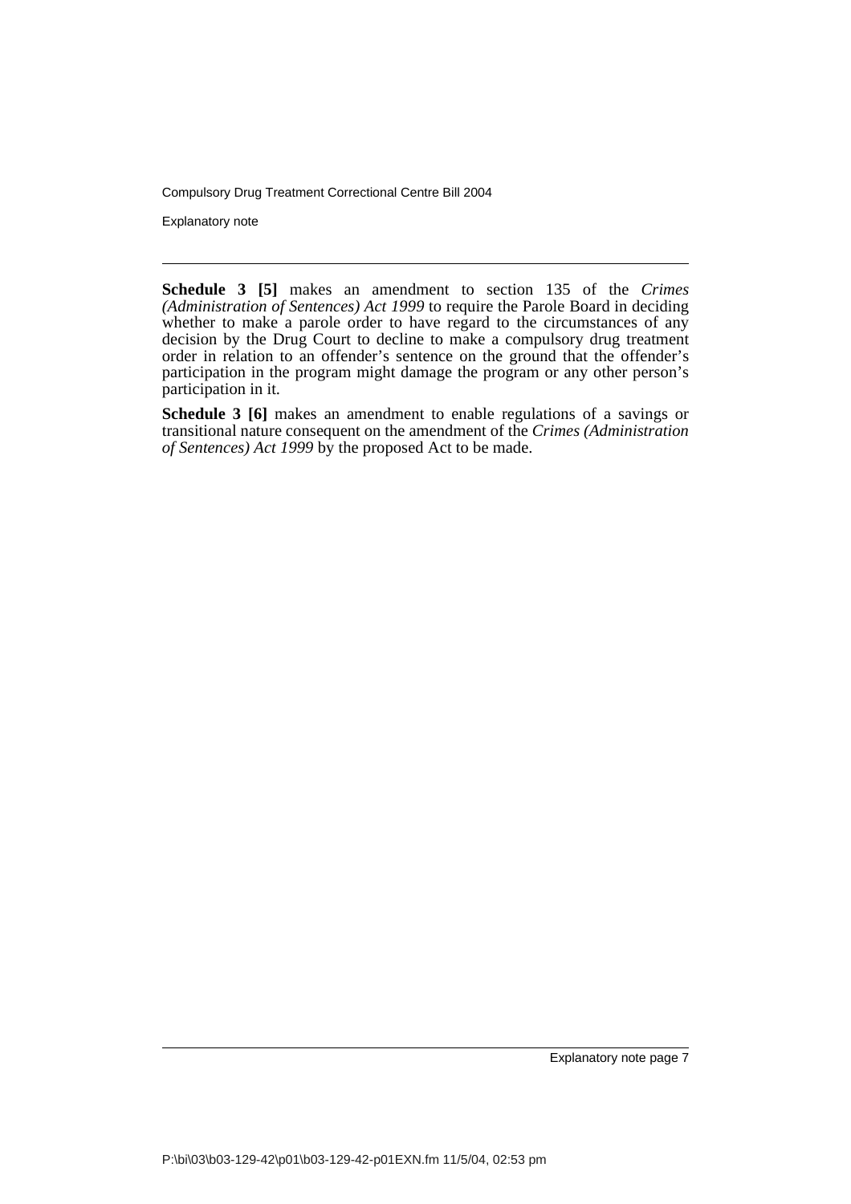**Schedule 3 [5]** makes an amendment to section 135 of the *Crimes (Administration of Sentences) Act 1999* to require the Parole Board in deciding whether to make a parole order to have regard to the circumstances of any decision by the Drug Court to decline to make a compulsory drug treatment order in relation to an offender's sentence on the ground that the offender's participation in the program might damage the program or any other person's participation in it.

**Schedule 3 [6]** makes an amendment to enable regulations of a savings or transitional nature consequent on the amendment of the *Crimes (Administration of Sentences) Act 1999* by the proposed Act to be made.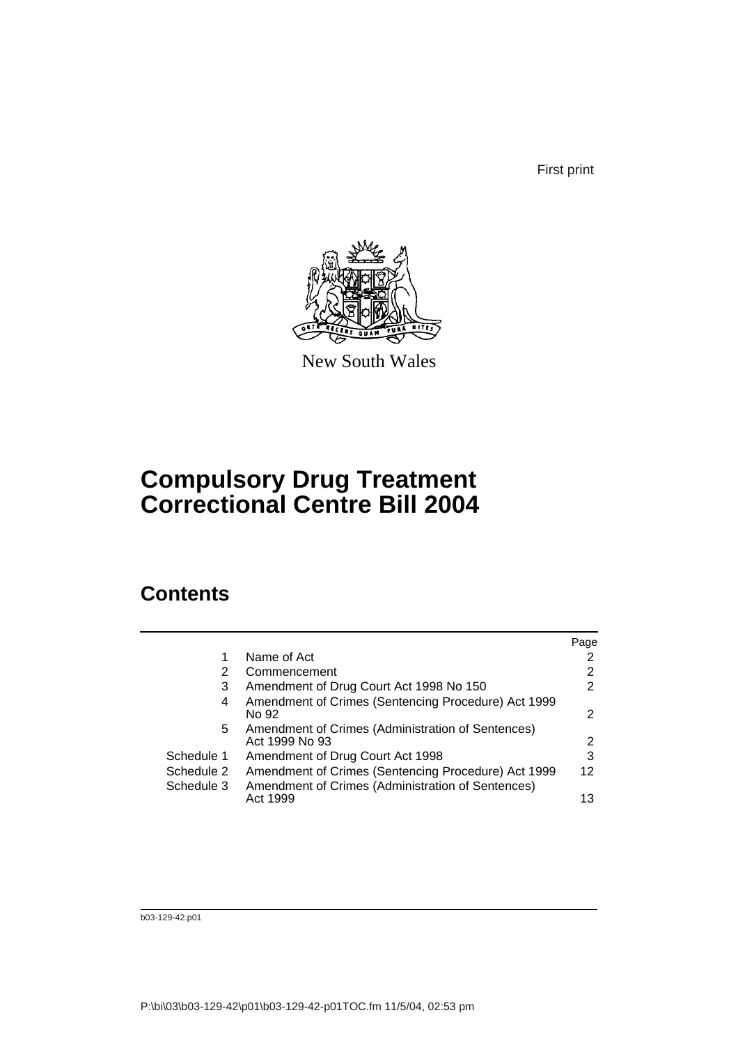First print

New South Wales

# Compulsory Drug Treatment Correctional Centre Bill 2004

## Contents

| | | Page |
|---|---|---|
| 1 | Name of Act | 2 |
| 2 | Commencement | 2 |
| 3 | Amendment of Drug Court Act 1998 No 150 | 2 |
| 4 | Amendment of Crimes (Sentencing Procedure) Act 1999 No 92 | 2 |
| 5 | Amendment of Crimes (Administration of Sentences) Act 1999 No 93 | 2 |
| Schedule 1 | Amendment of Drug Court Act 1998 | 3 |
| Schedule 2 | Amendment of Crimes (Sentencing Procedure) Act 1999 | 12 |
| Schedule 3 | Amendment of Crimes (Administration of Sentences) Act 1999 | 13 |

b03-129-42.p01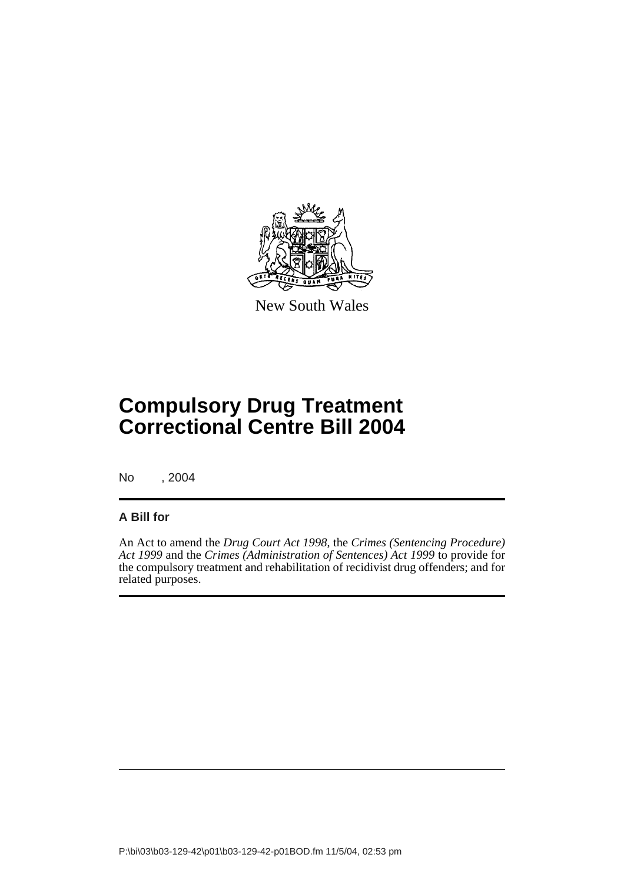New South Wales

# Compulsory Drug Treatment Correctional Centre Bill 2004

No , 2004

## A Bill for

An Act to amend the *Drug Court Act 1998*, the *Crimes (Sentencing Procedure) Act 1999* and the *Crimes (Administration of Sentences) Act 1999* to provide for the compulsory treatment and rehabilitation of recidivist drug offenders; and for related purposes.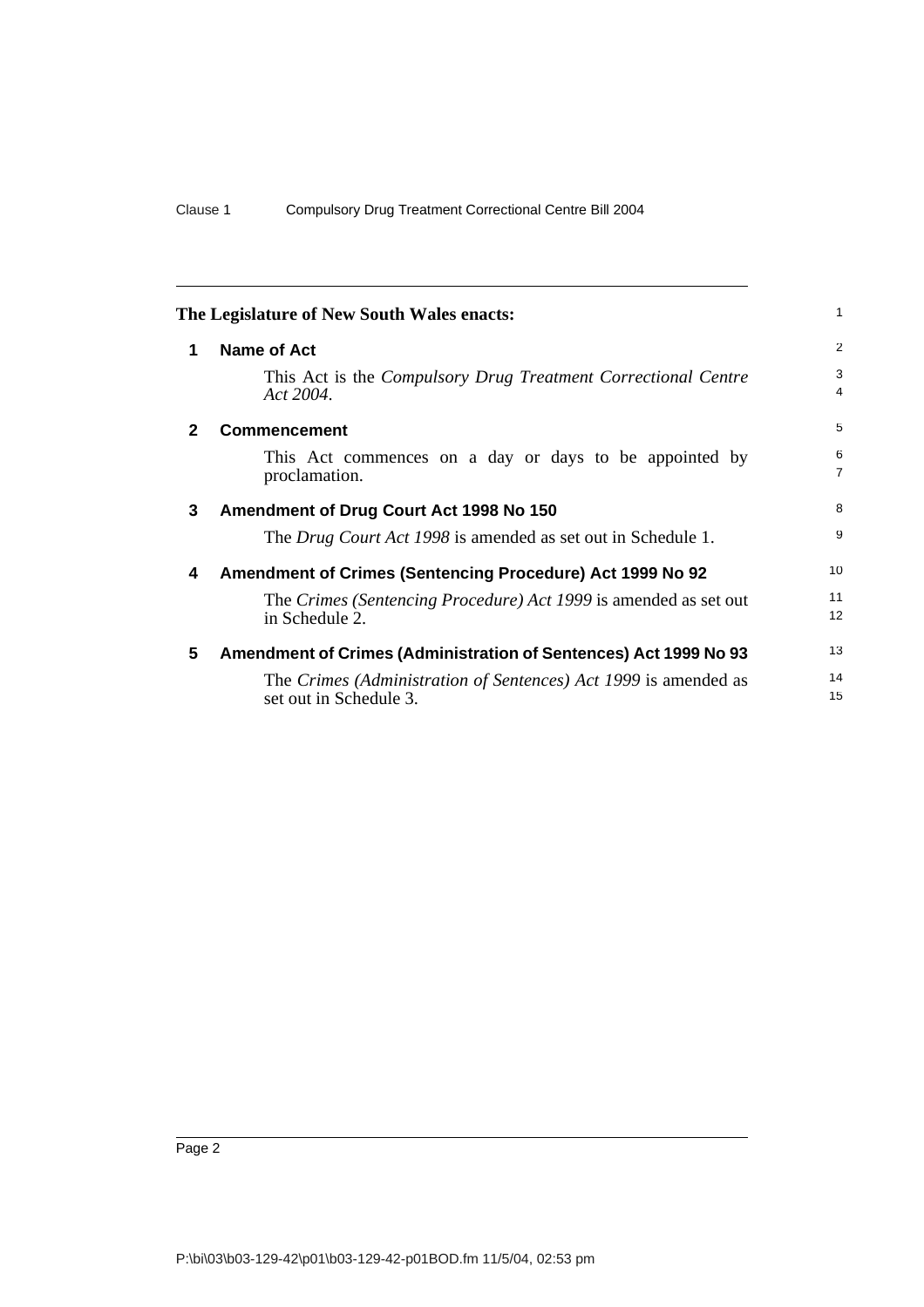**The Legislature of New South Wales enacts:**

## 1 Name of Act

This Act is the *Compulsory Drug Treatment Correctional Centre Act 2004*.

## 2 Commencement

This Act commences on a day or days to be appointed by proclamation.

## 3 Amendment of Drug Court Act 1998 No 150

The *Drug Court Act 1998* is amended as set out in Schedule 1.

## 4 Amendment of Crimes (Sentencing Procedure) Act 1999 No 92

The *Crimes (Sentencing Procedure) Act 1999* is amended as set out in Schedule 2.

## 5 Amendment of Crimes (Administration of Sentences) Act 1999 No 93

The *Crimes (Administration of Sentences) Act 1999* is amended as set out in Schedule 3.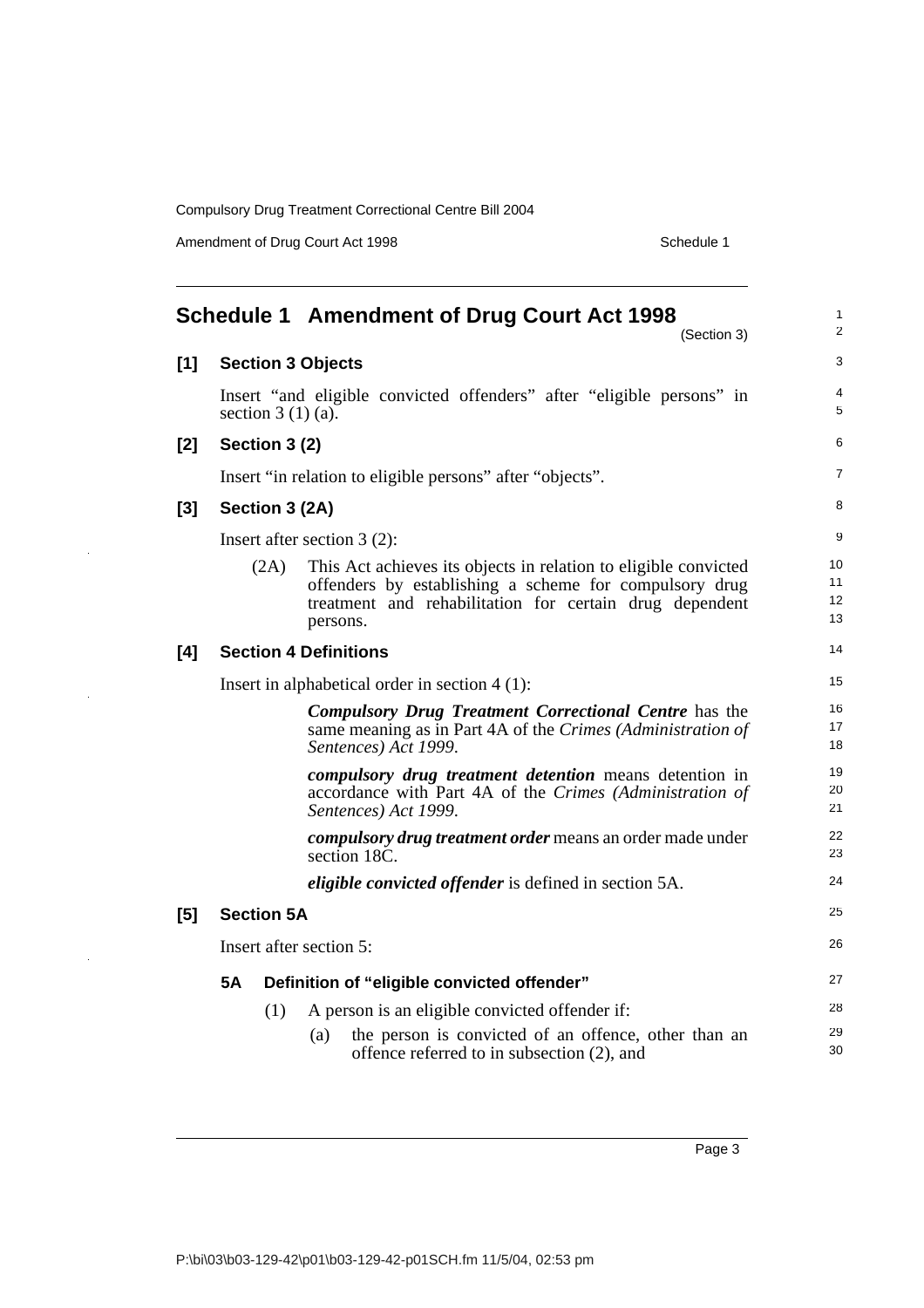## Schedule 1 Amendment of Drug Court Act 1998

(Section 3)

**[1] Section 3 Objects**

Insert "and eligible convicted offenders" after "eligible persons" in section 3 (1) (a).

**[2] Section 3 (2)**

Insert "in relation to eligible persons" after "objects".

**[3] Section 3 (2A)**

Insert after section 3 (2):

(2A) This Act achieves its objects in relation to eligible convicted offenders by establishing a scheme for compulsory drug treatment and rehabilitation for certain drug dependent persons.

**[4] Section 4 Definitions**

Insert in alphabetical order in section 4 (1):

***Compulsory Drug Treatment Correctional Centre*** has the same meaning as in Part 4A of the *Crimes (Administration of Sentences) Act 1999*.

***compulsory drug treatment detention*** means detention in accordance with Part 4A of the *Crimes (Administration of Sentences) Act 1999*.

***compulsory drug treatment order*** means an order made under section 18C.

***eligible convicted offender*** is defined in section 5A.

**[5] Section 5A**

Insert after section 5:

**5A Definition of "eligible convicted offender"**

(1) A person is an eligible convicted offender if:

(a) the person is convicted of an offence, other than an offence referred to in subsection (2), and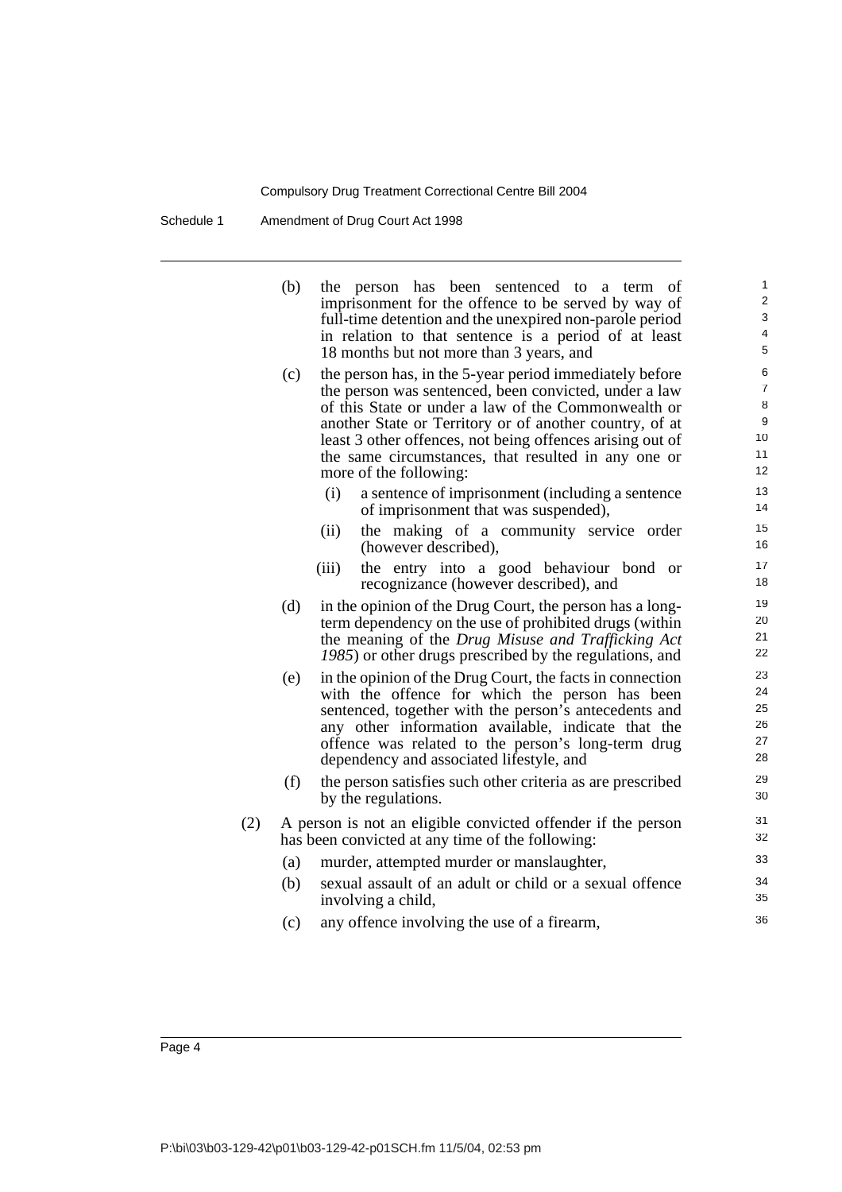(b) the person has been sentenced to a term of imprisonment for the offence to be served by way of full-time detention and the unexpired non-parole period in relation to that sentence is a period of at least 18 months but not more than 3 years, and

(c) the person has, in the 5-year period immediately before the person was sentenced, been convicted, under a law of this State or under a law of the Commonwealth or another State or Territory or of another country, of at least 3 other offences, not being offences arising out of the same circumstances, that resulted in any one or more of the following:

   (i) a sentence of imprisonment (including a sentence of imprisonment that was suspended),

   (ii) the making of a community service order (however described),

   (iii) the entry into a good behaviour bond or recognizance (however described), and

(d) in the opinion of the Drug Court, the person has a long-term dependency on the use of prohibited drugs (within the meaning of the *Drug Misuse and Trafficking Act 1985*) or other drugs prescribed by the regulations, and

(e) in the opinion of the Drug Court, the facts in connection with the offence for which the person has been sentenced, together with the person's antecedents and any other information available, indicate that the offence was related to the person's long-term drug dependency and associated lifestyle, and

(f) the person satisfies such other criteria as are prescribed by the regulations.

(2) A person is not an eligible convicted offender if the person has been convicted at any time of the following:

(a) murder, attempted murder or manslaughter,

(b) sexual assault of an adult or child or a sexual offence involving a child,

(c) any offence involving the use of a firearm,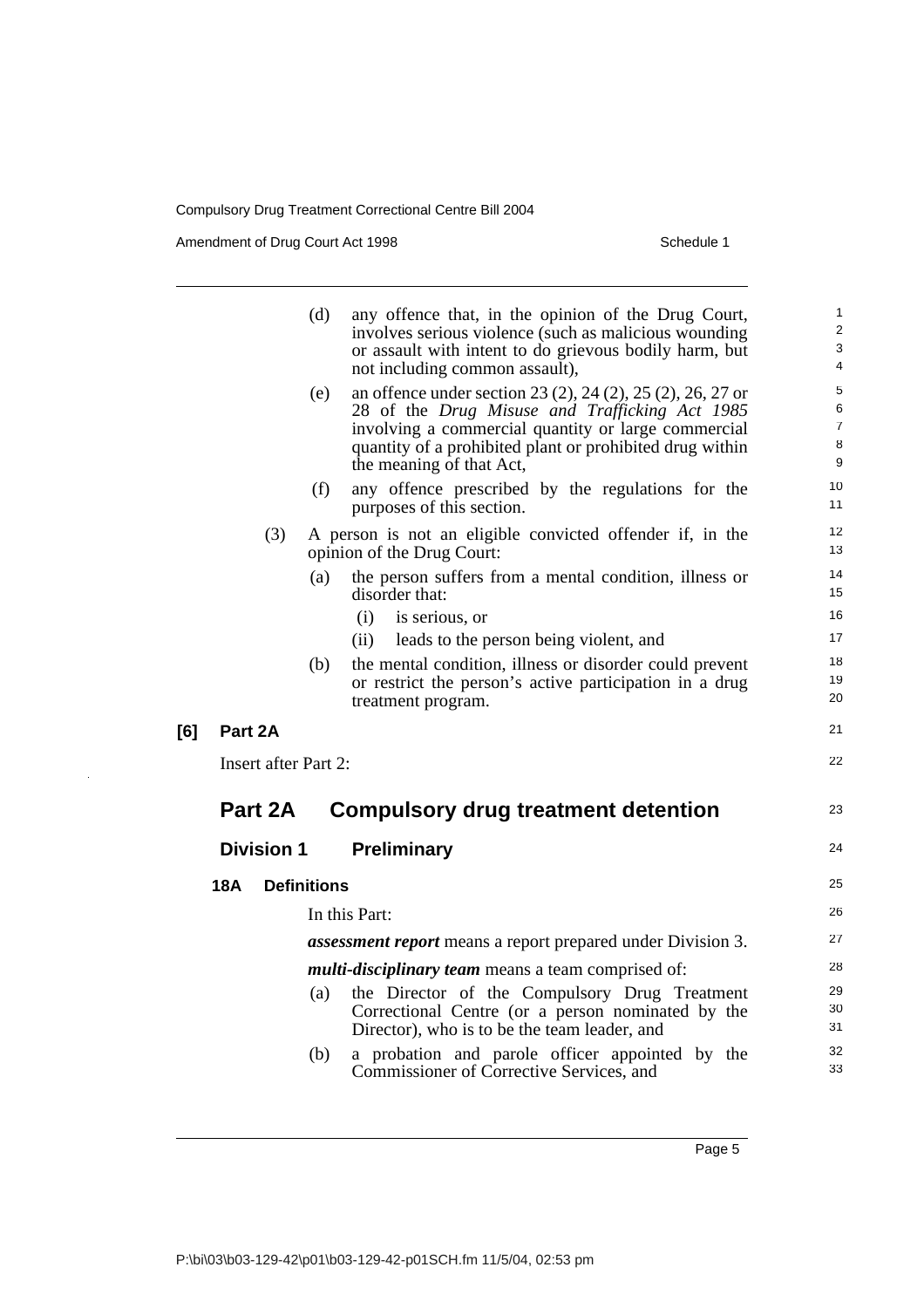(d) any offence that, in the opinion of the Drug Court, involves serious violence (such as malicious wounding or assault with intent to do grievous bodily harm, but not including common assault),

(e) an offence under section 23 (2), 24 (2), 25 (2), 26, 27 or 28 of the *Drug Misuse and Trafficking Act 1985* involving a commercial quantity or large commercial quantity of a prohibited plant or prohibited drug within the meaning of that Act,

(f) any offence prescribed by the regulations for the purposes of this section.

(3) A person is not an eligible convicted offender if, in the opinion of the Drug Court:

(a) the person suffers from a mental condition, illness or disorder that:

(i) is serious, or

(ii) leads to the person being violent, and

(b) the mental condition, illness or disorder could prevent or restrict the person's active participation in a drug treatment program.

**[6] Part 2A**

Insert after Part 2:

## Part 2A Compulsory drug treatment detention

### Division 1 Preliminary

#### 18A Definitions

In this Part:

***assessment report*** means a report prepared under Division 3.

***multi-disciplinary team*** means a team comprised of:

(a) the Director of the Compulsory Drug Treatment Correctional Centre (or a person nominated by the Director), who is to be the team leader, and

(b) a probation and parole officer appointed by the Commissioner of Corrective Services, and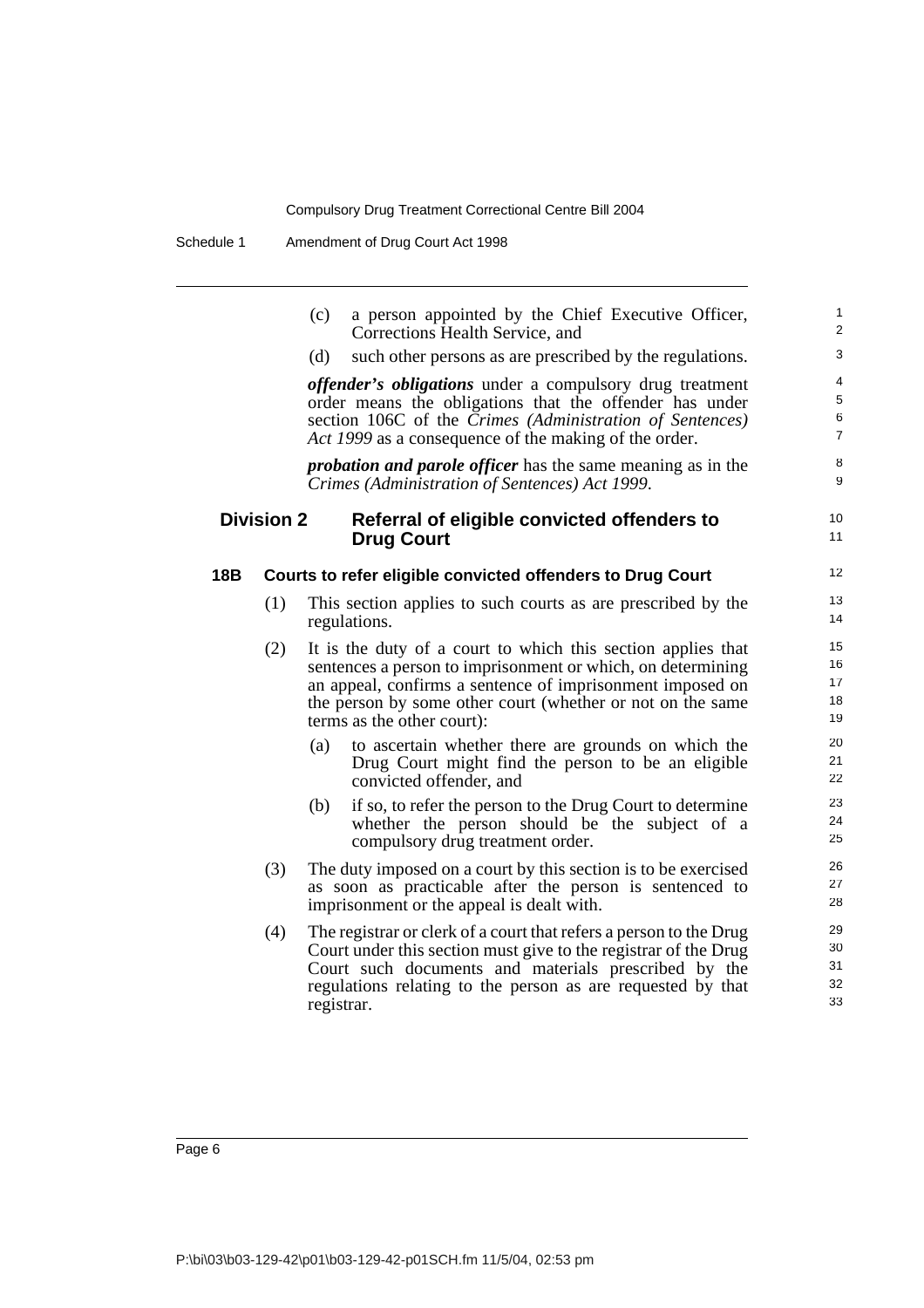(c) a person appointed by the Chief Executive Officer, Corrections Health Service, and

(d) such other persons as are prescribed by the regulations.

***offender's obligations*** under a compulsory drug treatment order means the obligations that the offender has under section 106C of the *Crimes (Administration of Sentences) Act 1999* as a consequence of the making of the order.

***probation and parole officer*** has the same meaning as in the *Crimes (Administration of Sentences) Act 1999*.

## Division 2 Referral of eligible convicted offenders to Drug Court

### 18B Courts to refer eligible convicted offenders to Drug Court

(1) This section applies to such courts as are prescribed by the regulations.

(2) It is the duty of a court to which this section applies that sentences a person to imprisonment or which, on determining an appeal, confirms a sentence of imprisonment imposed on the person by some other court (whether or not on the same terms as the other court):

(a) to ascertain whether there are grounds on which the Drug Court might find the person to be an eligible convicted offender, and

(b) if so, to refer the person to the Drug Court to determine whether the person should be the subject of a compulsory drug treatment order.

(3) The duty imposed on a court by this section is to be exercised as soon as practicable after the person is sentenced to imprisonment or the appeal is dealt with.

(4) The registrar or clerk of a court that refers a person to the Drug Court under this section must give to the registrar of the Drug Court such documents and materials prescribed by the regulations relating to the person as are requested by that registrar.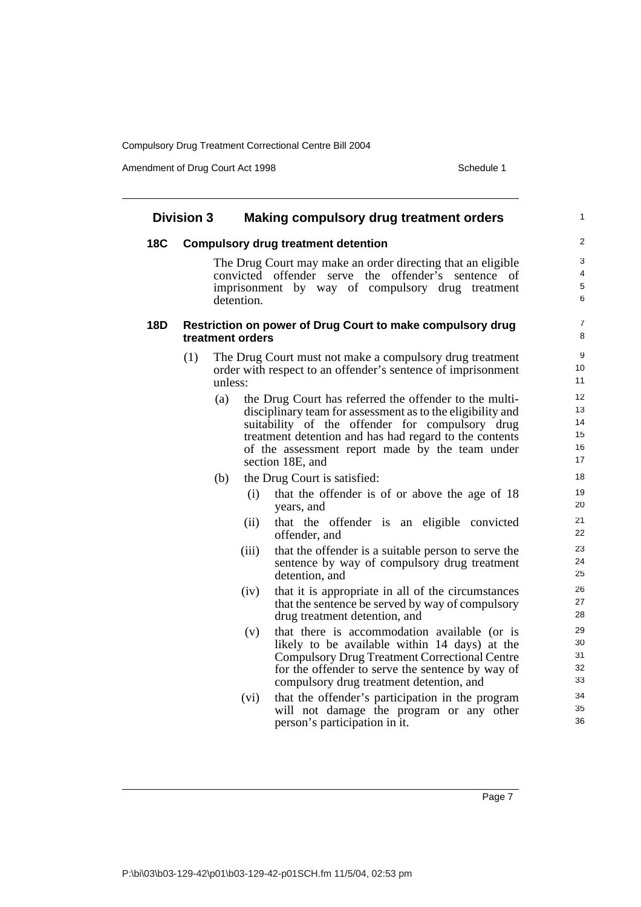## Division 3 Making compulsory drug treatment orders

### 18C Compulsory drug treatment detention

The Drug Court may make an order directing that an eligible convicted offender serve the offender's sentence of imprisonment by way of compulsory drug treatment detention.

### 18D Restriction on power of Drug Court to make compulsory drug treatment orders

(1) The Drug Court must not make a compulsory drug treatment order with respect to an offender's sentence of imprisonment unless:

(a) the Drug Court has referred the offender to the multi-disciplinary team for assessment as to the eligibility and suitability of the offender for compulsory drug treatment detention and has had regard to the contents of the assessment report made by the team under section 18E, and

(b) the Drug Court is satisfied:

(i) that the offender is of or above the age of 18 years, and

(ii) that the offender is an eligible convicted offender, and

(iii) that the offender is a suitable person to serve the sentence by way of compulsory drug treatment detention, and

(iv) that it is appropriate in all of the circumstances that the sentence be served by way of compulsory drug treatment detention, and

(v) that there is accommodation available (or is likely to be available within 14 days) at the Compulsory Drug Treatment Correctional Centre for the offender to serve the sentence by way of compulsory drug treatment detention, and

(vi) that the offender's participation in the program will not damage the program or any other person's participation in it.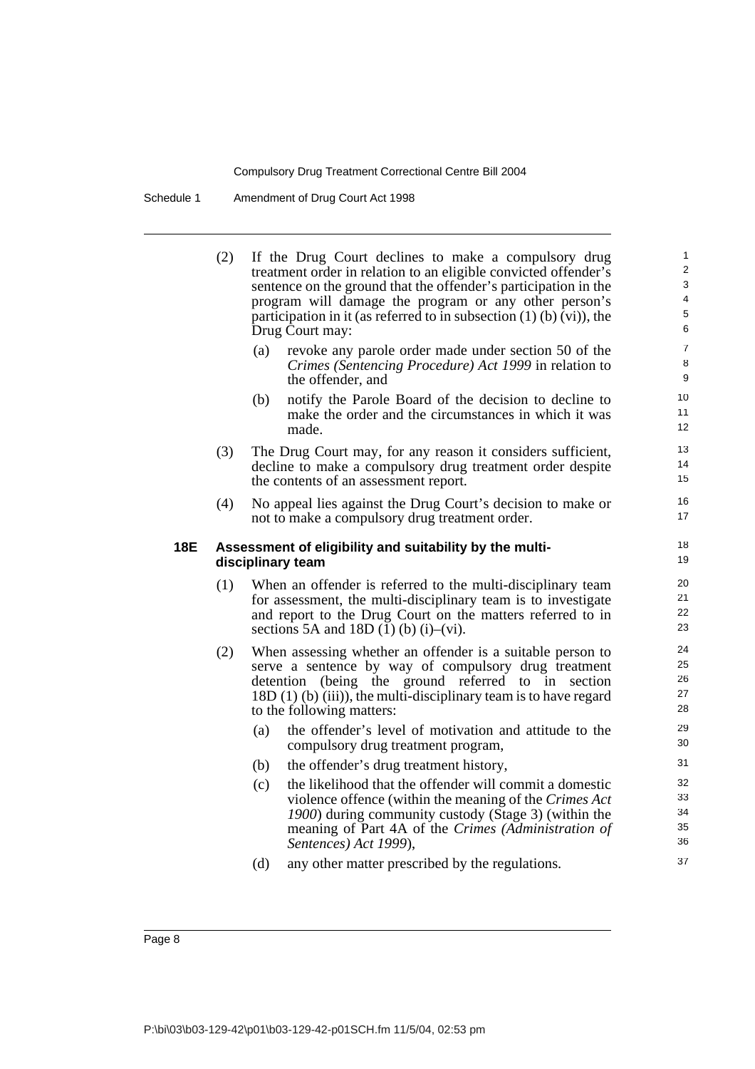(2) If the Drug Court declines to make a compulsory drug treatment order in relation to an eligible convicted offender's sentence on the ground that the offender's participation in the program will damage the program or any other person's participation in it (as referred to in subsection (1) (b) (vi)), the Drug Court may:

(a) revoke any parole order made under section 50 of the *Crimes (Sentencing Procedure) Act 1999* in relation to the offender, and

(b) notify the Parole Board of the decision to decline to make the order and the circumstances in which it was made.

(3) The Drug Court may, for any reason it considers sufficient, decline to make a compulsory drug treatment order despite the contents of an assessment report.

(4) No appeal lies against the Drug Court's decision to make or not to make a compulsory drug treatment order.

### 18E Assessment of eligibility and suitability by the multi-disciplinary team

(1) When an offender is referred to the multi-disciplinary team for assessment, the multi-disciplinary team is to investigate and report to the Drug Court on the matters referred to in sections 5A and 18D (1) (b) (i)–(vi).

(2) When assessing whether an offender is a suitable person to serve a sentence by way of compulsory drug treatment detention (being the ground referred to in section 18D (1) (b) (iii)), the multi-disciplinary team is to have regard to the following matters:

(a) the offender's level of motivation and attitude to the compulsory drug treatment program,

(b) the offender's drug treatment history,

(c) the likelihood that the offender will commit a domestic violence offence (within the meaning of the *Crimes Act 1900*) during community custody (Stage 3) (within the meaning of Part 4A of the *Crimes (Administration of Sentences) Act 1999*),

(d) any other matter prescribed by the regulations.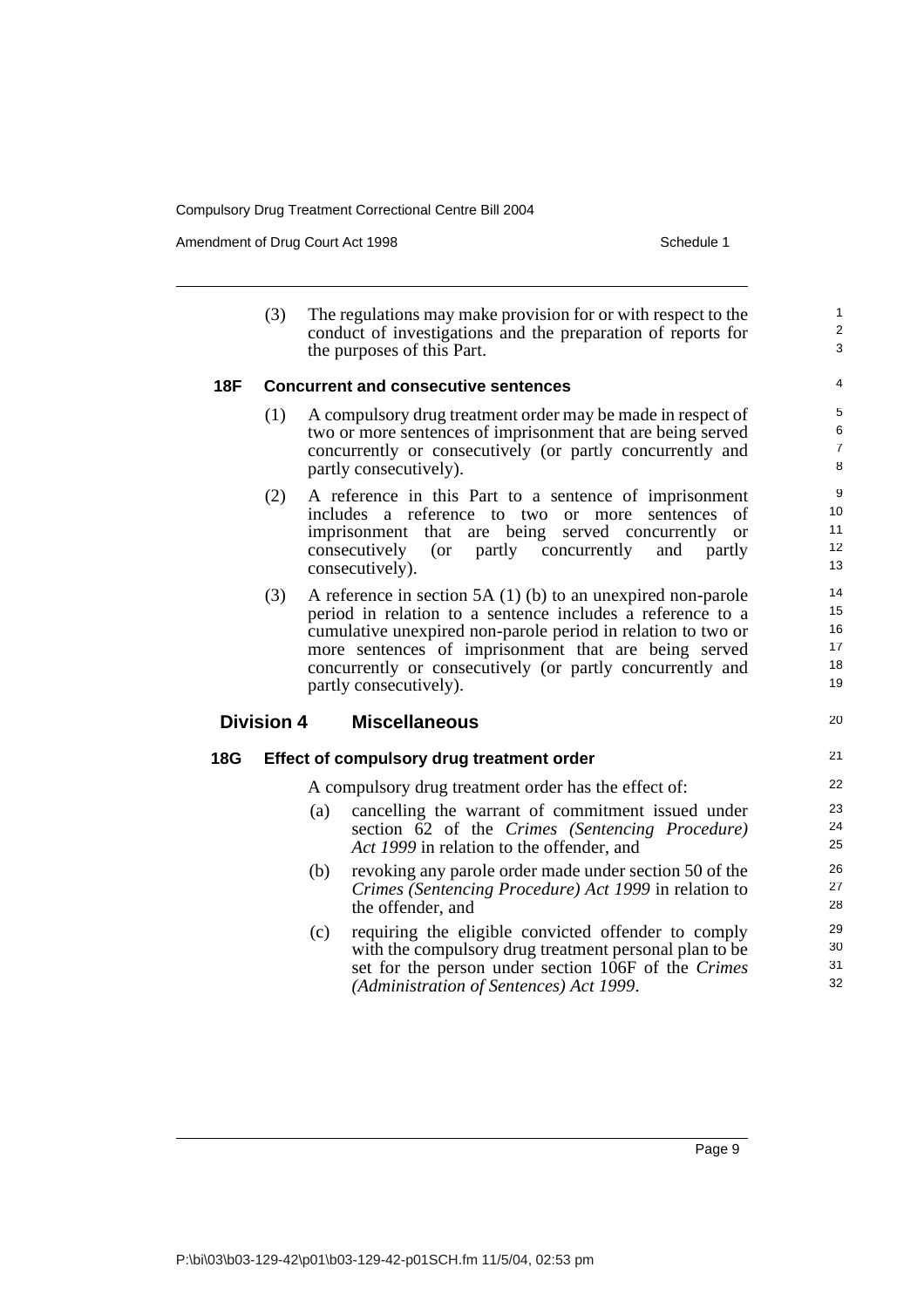(3) The regulations may make provision for or with respect to the conduct of investigations and the preparation of reports for the purposes of this Part.

### 18F Concurrent and consecutive sentences

(1) A compulsory drug treatment order may be made in respect of two or more sentences of imprisonment that are being served concurrently or consecutively (or partly concurrently and partly consecutively).

(2) A reference in this Part to a sentence of imprisonment includes a reference to two or more sentences of imprisonment that are being served concurrently or consecutively (or partly concurrently and partly consecutively).

(3) A reference in section 5A (1) (b) to an unexpired non-parole period in relation to a sentence includes a reference to a cumulative unexpired non-parole period in relation to two or more sentences of imprisonment that are being served concurrently or consecutively (or partly concurrently and partly consecutively).

## Division 4 Miscellaneous

### 18G Effect of compulsory drug treatment order

A compulsory drug treatment order has the effect of:

(a) cancelling the warrant of commitment issued under section 62 of the *Crimes (Sentencing Procedure) Act 1999* in relation to the offender, and

(b) revoking any parole order made under section 50 of the *Crimes (Sentencing Procedure) Act 1999* in relation to the offender, and

(c) requiring the eligible convicted offender to comply with the compulsory drug treatment personal plan to be set for the person under section 106F of the *Crimes (Administration of Sentences) Act 1999*.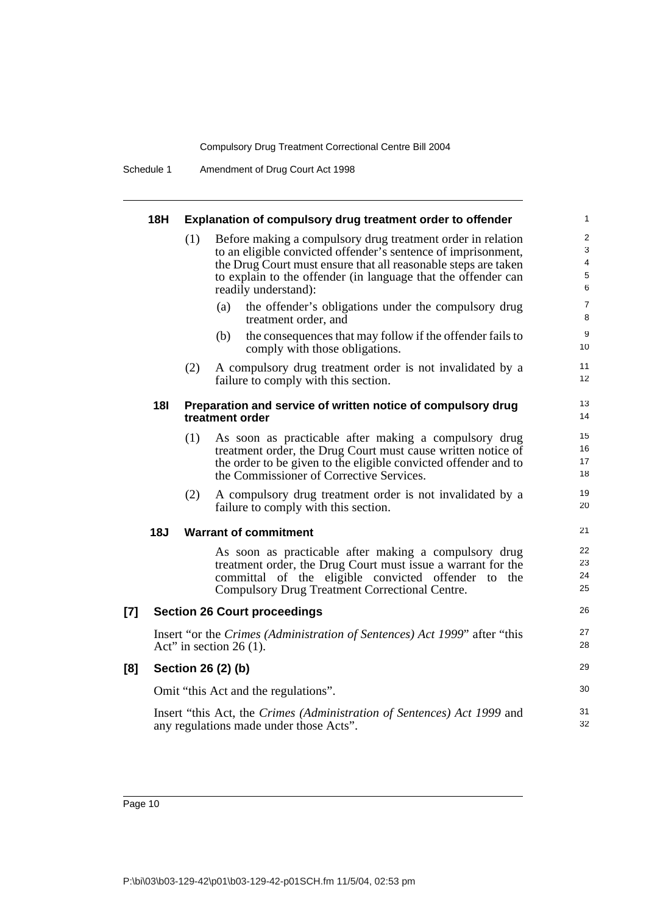#### 18H Explanation of compulsory drug treatment order to offender

(1) Before making a compulsory drug treatment order in relation to an eligible convicted offender's sentence of imprisonment, the Drug Court must ensure that all reasonable steps are taken to explain to the offender (in language that the offender can readily understand):

(a) the offender's obligations under the compulsory drug treatment order, and

(b) the consequences that may follow if the offender fails to comply with those obligations.

(2) A compulsory drug treatment order is not invalidated by a failure to comply with this section.

#### 18I Preparation and service of written notice of compulsory drug treatment order

(1) As soon as practicable after making a compulsory drug treatment order, the Drug Court must cause written notice of the order to be given to the eligible convicted offender and to the Commissioner of Corrective Services.

(2) A compulsory drug treatment order is not invalidated by a failure to comply with this section.

#### 18J Warrant of commitment

As soon as practicable after making a compulsory drug treatment order, the Drug Court must issue a warrant for the committal of the eligible convicted offender to the Compulsory Drug Treatment Correctional Centre.

### [7] Section 26 Court proceedings

Insert "or the *Crimes (Administration of Sentences) Act 1999*" after "this Act" in section 26 (1).

### [8] Section 26 (2) (b)

Omit "this Act and the regulations".

Insert "this Act, the *Crimes (Administration of Sentences) Act 1999* and any regulations made under those Acts".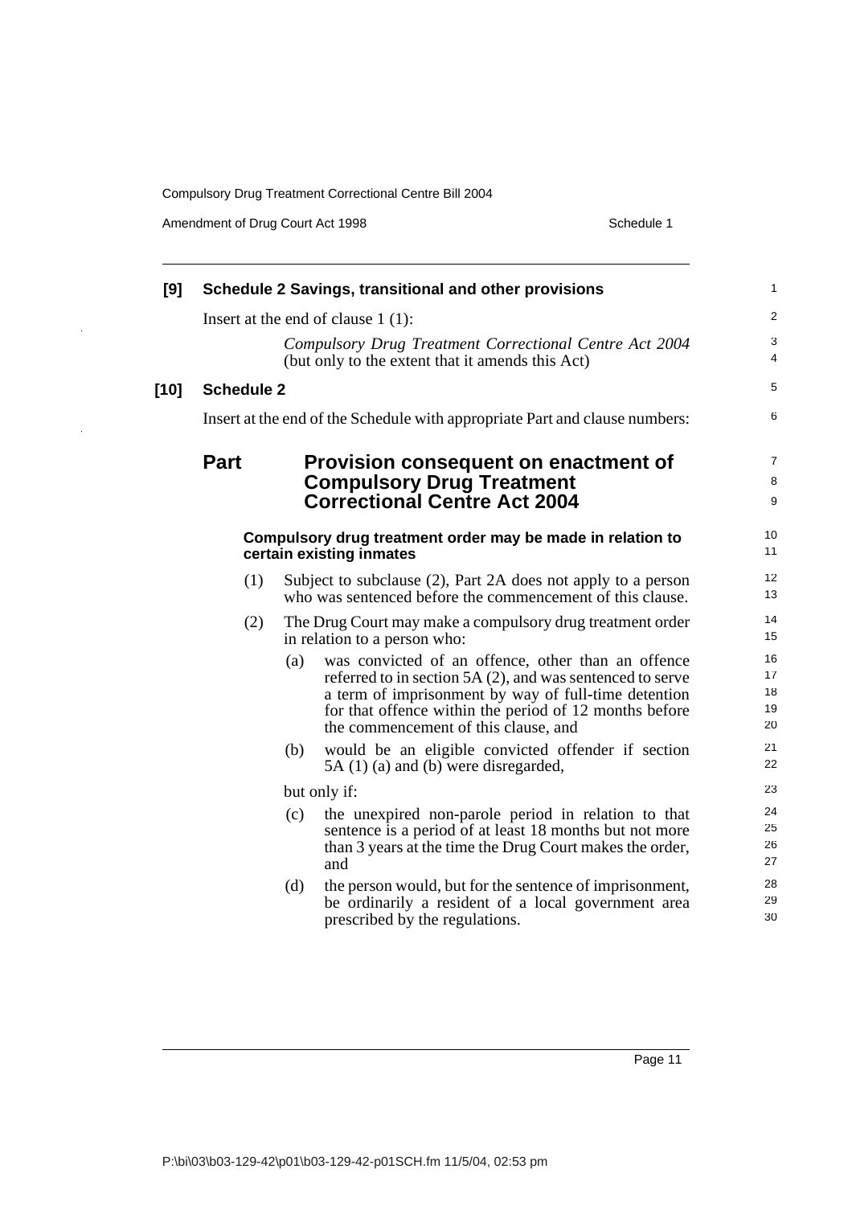**[9] Schedule 2 Savings, transitional and other provisions**

Insert at the end of clause 1 (1):

*Compulsory Drug Treatment Correctional Centre Act 2004* (but only to the extent that it amends this Act)

**[10] Schedule 2**

Insert at the end of the Schedule with appropriate Part and clause numbers:

## Part Provision consequent on enactment of Compulsory Drug Treatment Correctional Centre Act 2004

**Compulsory drug treatment order may be made in relation to certain existing inmates**

(1) Subject to subclause (2), Part 2A does not apply to a person who was sentenced before the commencement of this clause.

(2) The Drug Court may make a compulsory drug treatment order in relation to a person who:

- (a) was convicted of an offence, other than an offence referred to in section 5A (2), and was sentenced to serve a term of imprisonment by way of full-time detention for that offence within the period of 12 months before the commencement of this clause, and
- (b) would be an eligible convicted offender if section 5A (1) (a) and (b) were disregarded,

but only if:

- (c) the unexpired non-parole period in relation to that sentence is a period of at least 18 months but not more than 3 years at the time the Drug Court makes the order, and
- (d) the person would, but for the sentence of imprisonment, be ordinarily a resident of a local government area prescribed by the regulations.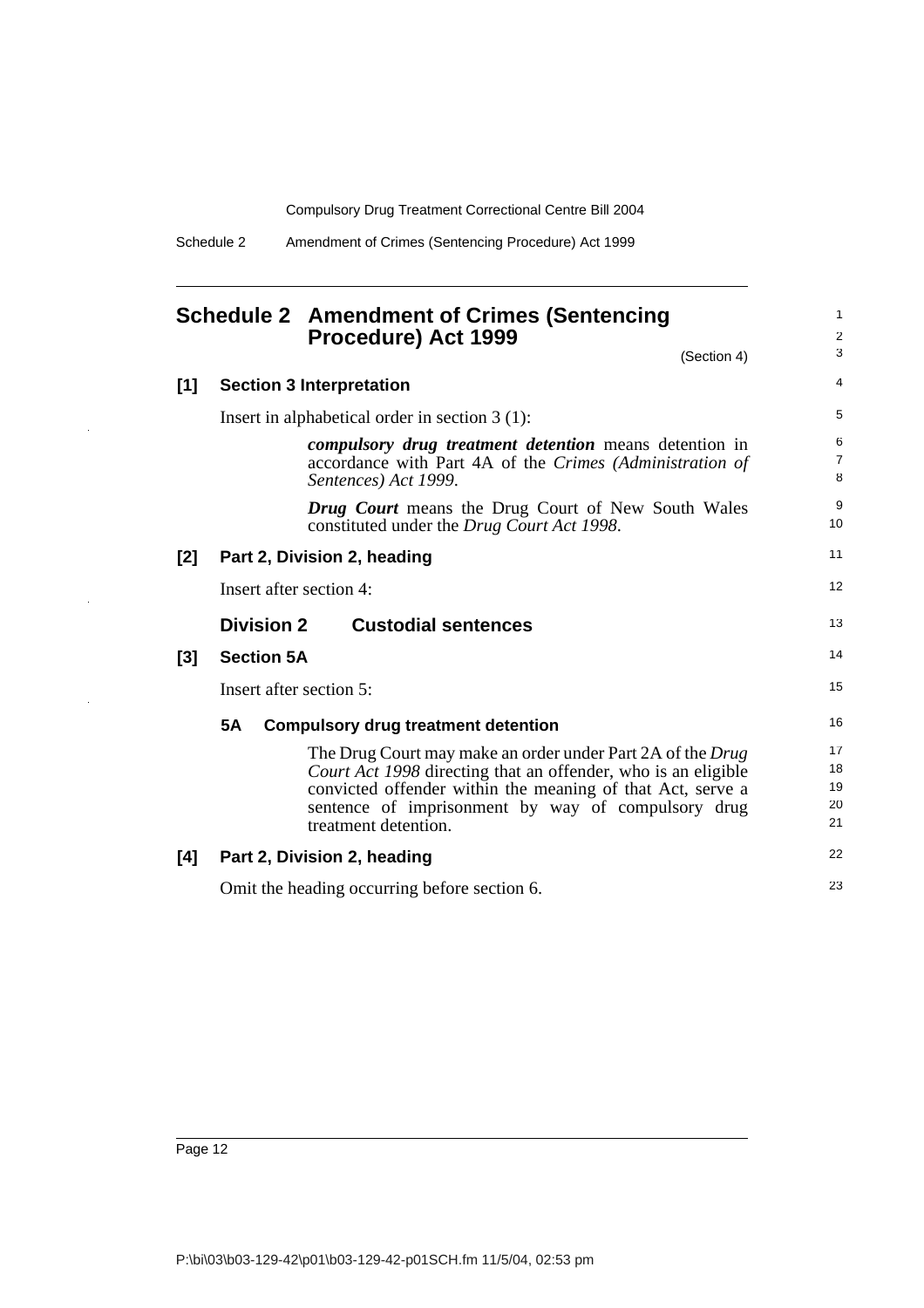## Schedule 2 Amendment of Crimes (Sentencing Procedure) Act 1999

(Section 4)

**[1] Section 3 Interpretation**

Insert in alphabetical order in section 3 (1):

> ***compulsory drug treatment detention*** means detention in accordance with Part 4A of the *Crimes (Administration of Sentences) Act 1999*.
>
> ***Drug Court*** means the Drug Court of New South Wales constituted under the *Drug Court Act 1998*.

**[2] Part 2, Division 2, heading**

Insert after section 4:

> **Division 2 Custodial sentences**

**[3] Section 5A**

Insert after section 5:

> **5A Compulsory drug treatment detention**
>
> The Drug Court may make an order under Part 2A of the *Drug Court Act 1998* directing that an offender, who is an eligible convicted offender within the meaning of that Act, serve a sentence of imprisonment by way of compulsory drug treatment detention.

**[4] Part 2, Division 2, heading**

Omit the heading occurring before section 6.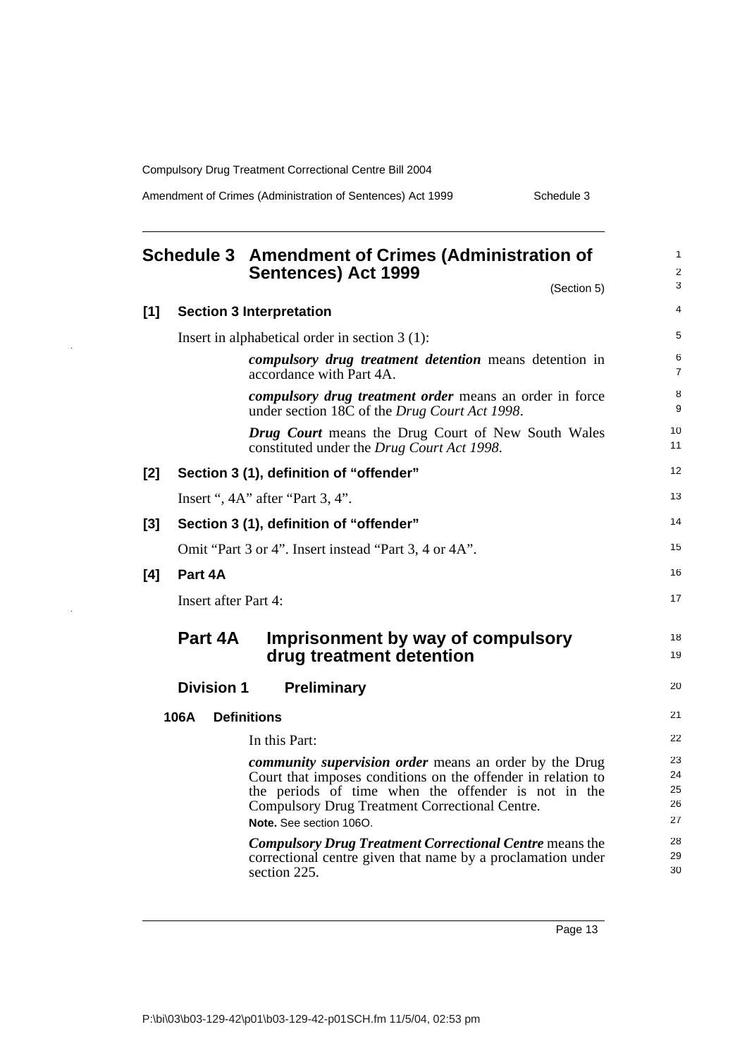## Schedule 3 Amendment of Crimes (Administration of Sentences) Act 1999

(Section 5)

**[1] Section 3 Interpretation**

Insert in alphabetical order in section 3 (1):

> ***compulsory drug treatment detention*** means detention in accordance with Part 4A.
>
> ***compulsory drug treatment order*** means an order in force under section 18C of the *Drug Court Act 1998*.
>
> ***Drug Court*** means the Drug Court of New South Wales constituted under the *Drug Court Act 1998*.

**[2] Section 3 (1), definition of "offender"**

Insert ", 4A" after "Part 3, 4".

**[3] Section 3 (1), definition of "offender"**

Omit "Part 3 or 4". Insert instead "Part 3, 4 or 4A".

**[4] Part 4A**

Insert after Part 4:

### Part 4A Imprisonment by way of compulsory drug treatment detention

#### Division 1 Preliminary

**106A Definitions**

In this Part:

***community supervision order*** means an order by the Drug Court that imposes conditions on the offender in relation to the periods of time when the offender is not in the Compulsory Drug Treatment Correctional Centre.

**Note.** See section 106O.

***Compulsory Drug Treatment Correctional Centre*** means the correctional centre given that name by a proclamation under section 225.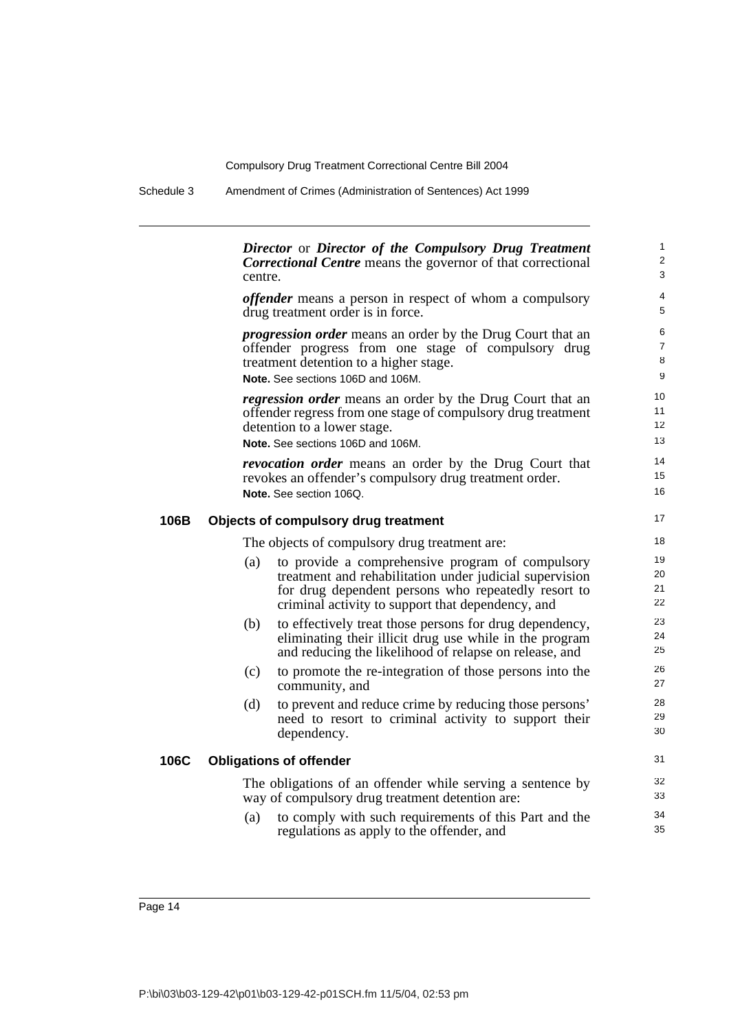***Director*** or ***Director of the Compulsory Drug Treatment Correctional Centre*** means the governor of that correctional centre.

***offender*** means a person in respect of whom a compulsory drug treatment order is in force.

***progression order*** means an order by the Drug Court that an offender progress from one stage of compulsory drug treatment detention to a higher stage.

**Note.** See sections 106D and 106M.

***regression order*** means an order by the Drug Court that an offender regress from one stage of compulsory drug treatment detention to a lower stage.

**Note.** See sections 106D and 106M.

***revocation order*** means an order by the Drug Court that revokes an offender's compulsory drug treatment order.

**Note.** See section 106Q.

### 106B Objects of compulsory drug treatment

The objects of compulsory drug treatment are:

(a) to provide a comprehensive program of compulsory treatment and rehabilitation under judicial supervision for drug dependent persons who repeatedly resort to criminal activity to support that dependency, and

(b) to effectively treat those persons for drug dependency, eliminating their illicit drug use while in the program and reducing the likelihood of relapse on release, and

(c) to promote the re-integration of those persons into the community, and

(d) to prevent and reduce crime by reducing those persons' need to resort to criminal activity to support their dependency.

### 106C Obligations of offender

The obligations of an offender while serving a sentence by way of compulsory drug treatment detention are:

(a) to comply with such requirements of this Part and the regulations as apply to the offender, and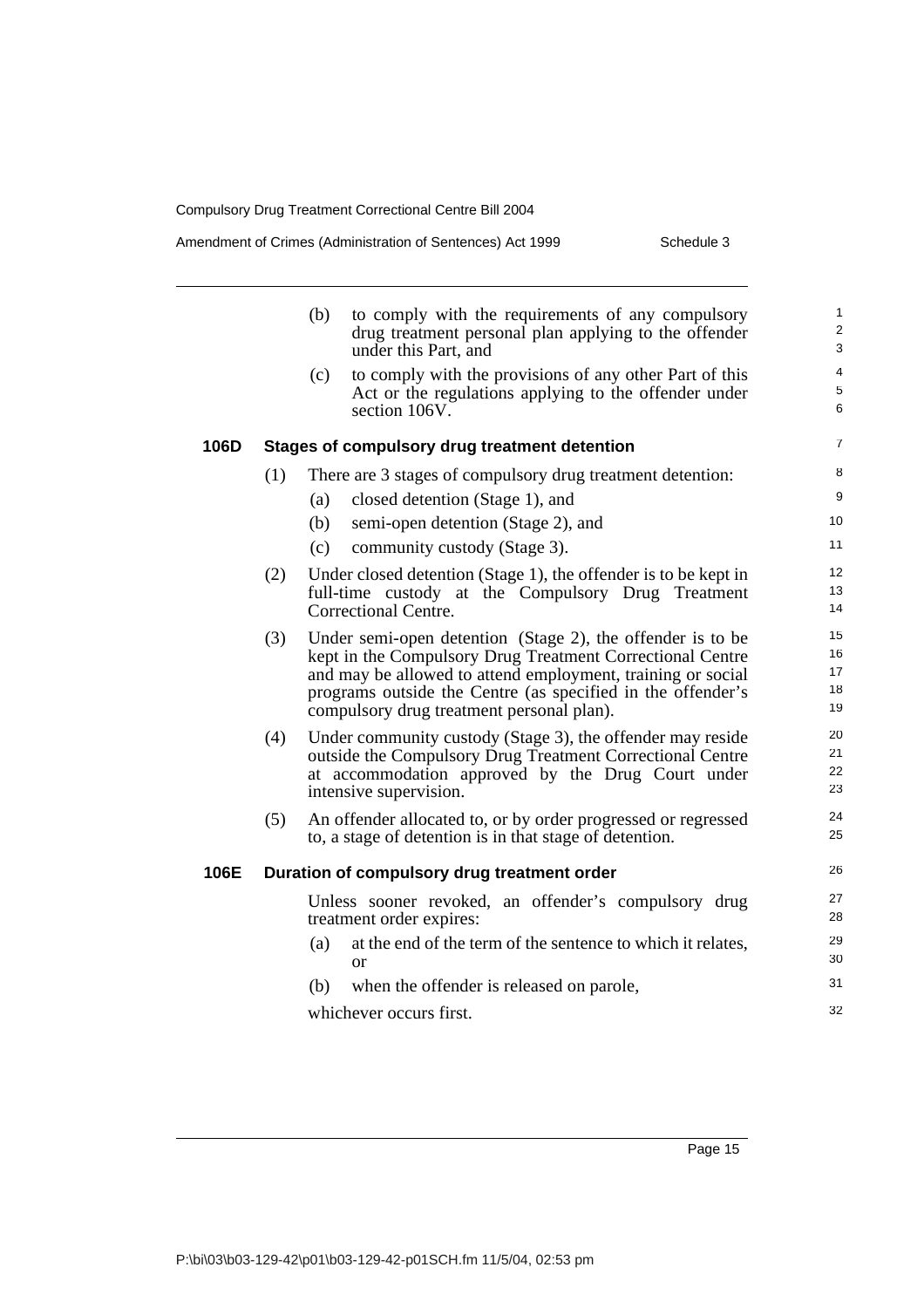(b) to comply with the requirements of any compulsory drug treatment personal plan applying to the offender under this Part, and

(c) to comply with the provisions of any other Part of this Act or the regulations applying to the offender under section 106V.

### 106D Stages of compulsory drug treatment detention

(1) There are 3 stages of compulsory drug treatment detention:

(a) closed detention (Stage 1), and

(b) semi-open detention (Stage 2), and

(c) community custody (Stage 3).

(2) Under closed detention (Stage 1), the offender is to be kept in full-time custody at the Compulsory Drug Treatment Correctional Centre.

(3) Under semi-open detention (Stage 2), the offender is to be kept in the Compulsory Drug Treatment Correctional Centre and may be allowed to attend employment, training or social programs outside the Centre (as specified in the offender's compulsory drug treatment personal plan).

(4) Under community custody (Stage 3), the offender may reside outside the Compulsory Drug Treatment Correctional Centre at accommodation approved by the Drug Court under intensive supervision.

(5) An offender allocated to, or by order progressed or regressed to, a stage of detention is in that stage of detention.

### 106E Duration of compulsory drug treatment order

Unless sooner revoked, an offender's compulsory drug treatment order expires:

(a) at the end of the term of the sentence to which it relates, or

(b) when the offender is released on parole,

whichever occurs first.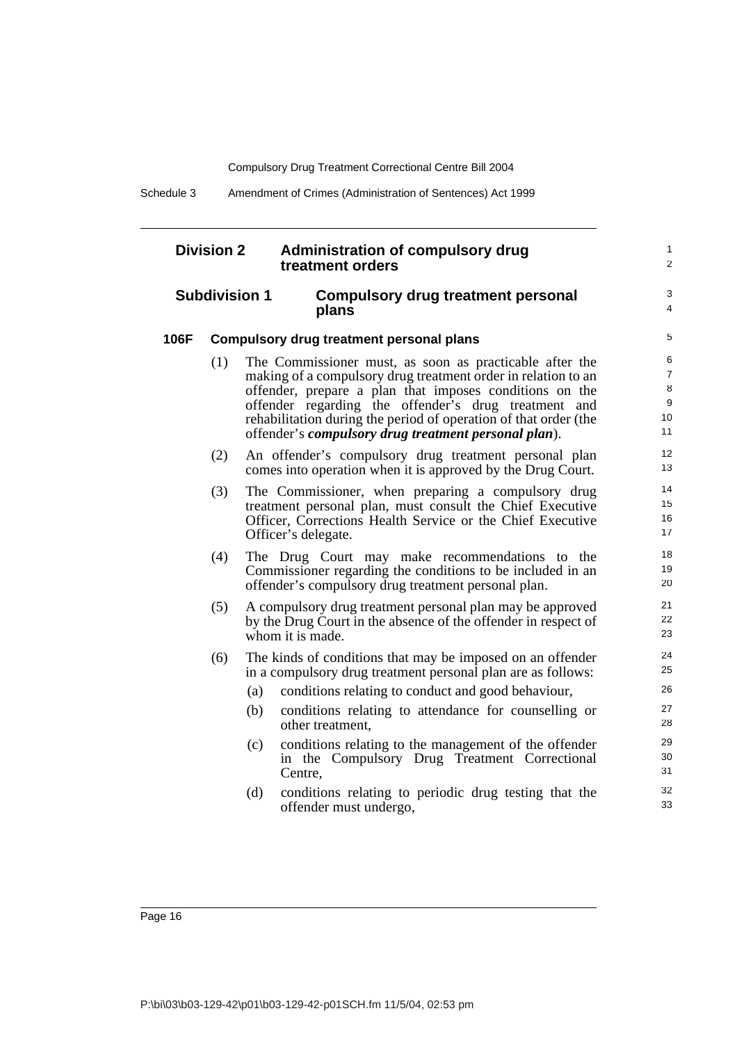## Division 2 Administration of compulsory drug treatment orders

### Subdivision 1 Compulsory drug treatment personal plans

#### 106F Compulsory drug treatment personal plans

(1) The Commissioner must, as soon as practicable after the making of a compulsory drug treatment order in relation to an offender, prepare a plan that imposes conditions on the offender regarding the offender's drug treatment and rehabilitation during the period of operation of that order (the offender's ***compulsory drug treatment personal plan***).

(2) An offender's compulsory drug treatment personal plan comes into operation when it is approved by the Drug Court.

(3) The Commissioner, when preparing a compulsory drug treatment personal plan, must consult the Chief Executive Officer, Corrections Health Service or the Chief Executive Officer's delegate.

(4) The Drug Court may make recommendations to the Commissioner regarding the conditions to be included in an offender's compulsory drug treatment personal plan.

(5) A compulsory drug treatment personal plan may be approved by the Drug Court in the absence of the offender in respect of whom it is made.

(6) The kinds of conditions that may be imposed on an offender in a compulsory drug treatment personal plan are as follows:

- (a) conditions relating to conduct and good behaviour,
- (b) conditions relating to attendance for counselling or other treatment,
- (c) conditions relating to the management of the offender in the Compulsory Drug Treatment Correctional Centre,
- (d) conditions relating to periodic drug testing that the offender must undergo,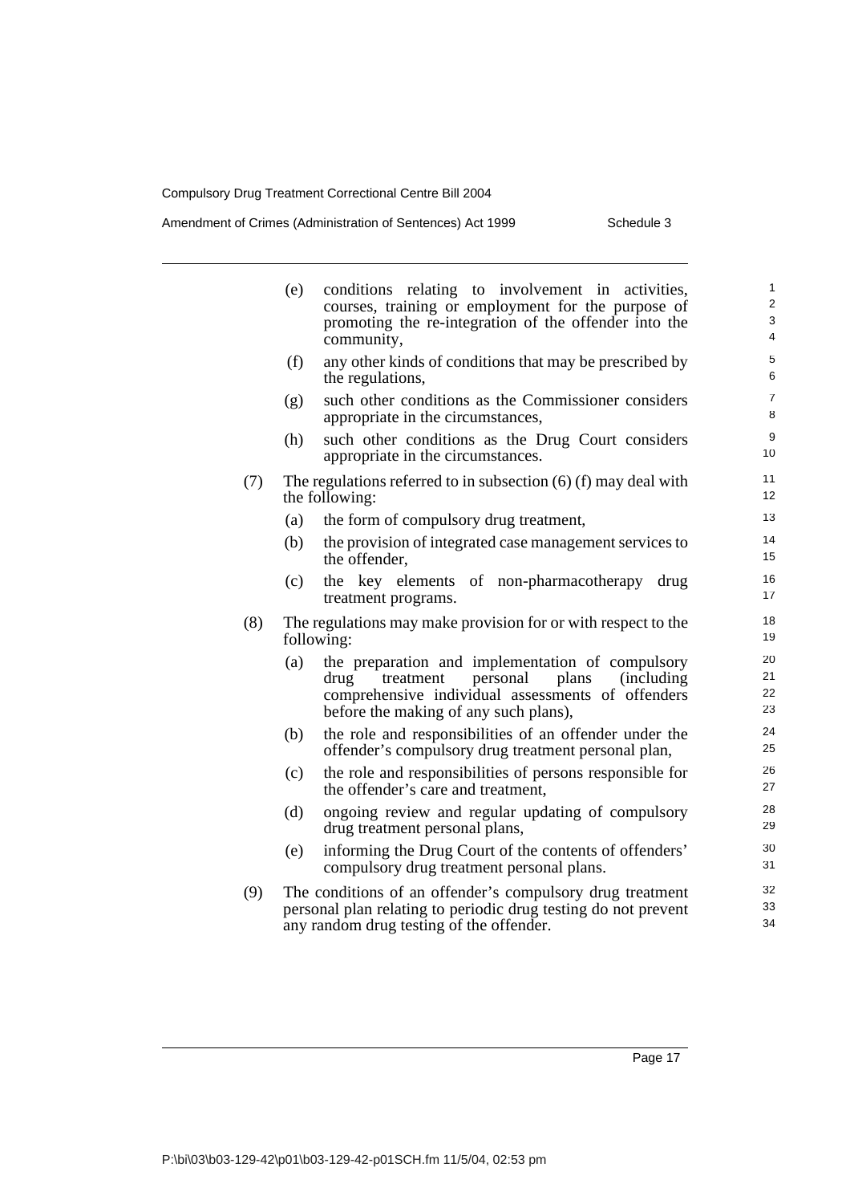(e) conditions relating to involvement in activities, courses, training or employment for the purpose of promoting the re-integration of the offender into the community,

(f) any other kinds of conditions that may be prescribed by the regulations,

(g) such other conditions as the Commissioner considers appropriate in the circumstances,

(h) such other conditions as the Drug Court considers appropriate in the circumstances.

(7) The regulations referred to in subsection (6) (f) may deal with the following:

(a) the form of compulsory drug treatment,

(b) the provision of integrated case management services to the offender,

(c) the key elements of non-pharmacotherapy drug treatment programs.

(8) The regulations may make provision for or with respect to the following:

(a) the preparation and implementation of compulsory drug treatment personal plans (including comprehensive individual assessments of offenders before the making of any such plans),

(b) the role and responsibilities of an offender under the offender's compulsory drug treatment personal plan,

(c) the role and responsibilities of persons responsible for the offender's care and treatment,

(d) ongoing review and regular updating of compulsory drug treatment personal plans,

(e) informing the Drug Court of the contents of offenders' compulsory drug treatment personal plans.

(9) The conditions of an offender's compulsory drug treatment personal plan relating to periodic drug testing do not prevent any random drug testing of the offender.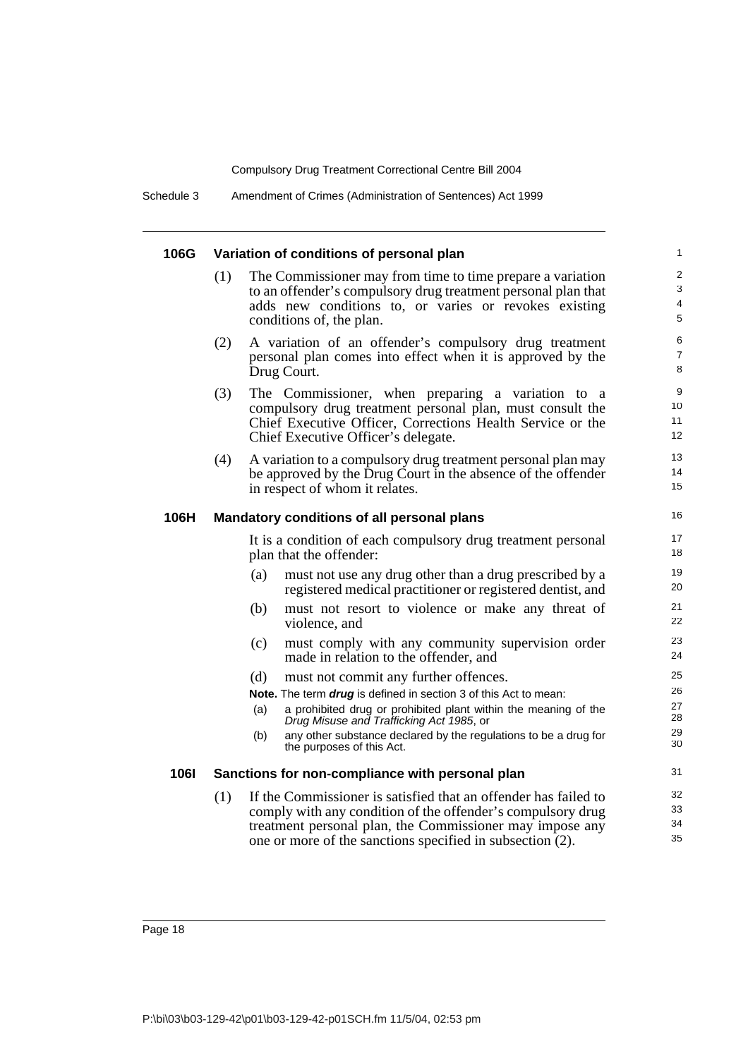### 106G Variation of conditions of personal plan

(1) The Commissioner may from time to time prepare a variation to an offender's compulsory drug treatment personal plan that adds new conditions to, or varies or revokes existing conditions of, the plan.

(2) A variation of an offender's compulsory drug treatment personal plan comes into effect when it is approved by the Drug Court.

(3) The Commissioner, when preparing a variation to a compulsory drug treatment personal plan, must consult the Chief Executive Officer, Corrections Health Service or the Chief Executive Officer's delegate.

(4) A variation to a compulsory drug treatment personal plan may be approved by the Drug Court in the absence of the offender in respect of whom it relates.

### 106H Mandatory conditions of all personal plans

It is a condition of each compulsory drug treatment personal plan that the offender:

(a) must not use any drug other than a drug prescribed by a registered medical practitioner or registered dentist, and

(b) must not resort to violence or make any threat of violence, and

(c) must comply with any community supervision order made in relation to the offender, and

(d) must not commit any further offences.

**Note.** The term ***drug*** is defined in section 3 of this Act to mean:

(a) a prohibited drug or prohibited plant within the meaning of the *Drug Misuse and Trafficking Act 1985*, or

(b) any other substance declared by the regulations to be a drug for the purposes of this Act.

### 106I Sanctions for non-compliance with personal plan

(1) If the Commissioner is satisfied that an offender has failed to comply with any condition of the offender's compulsory drug treatment personal plan, the Commissioner may impose any one or more of the sanctions specified in subsection (2).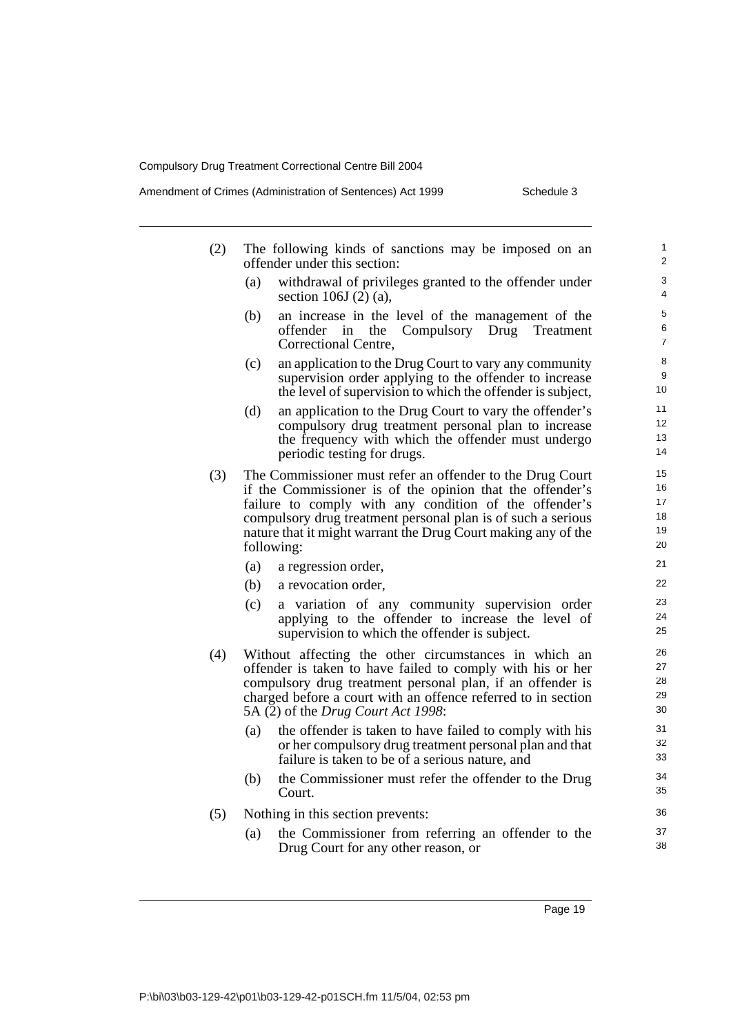(2) The following kinds of sanctions may be imposed on an offender under this section:

- (a) withdrawal of privileges granted to the offender under section 106J (2) (a),
- (b) an increase in the level of the management of the offender in the Compulsory Drug Treatment Correctional Centre,
- (c) an application to the Drug Court to vary any community supervision order applying to the offender to increase the level of supervision to which the offender is subject,
- (d) an application to the Drug Court to vary the offender's compulsory drug treatment personal plan to increase the frequency with which the offender must undergo periodic testing for drugs.

(3) The Commissioner must refer an offender to the Drug Court if the Commissioner is of the opinion that the offender's failure to comply with any condition of the offender's compulsory drug treatment personal plan is of such a serious nature that it might warrant the Drug Court making any of the following:

- (a) a regression order,
- (b) a revocation order,
- (c) a variation of any community supervision order applying to the offender to increase the level of supervision to which the offender is subject.

(4) Without affecting the other circumstances in which an offender is taken to have failed to comply with his or her compulsory drug treatment personal plan, if an offender is charged before a court with an offence referred to in section 5A (2) of the *Drug Court Act 1998*:

- (a) the offender is taken to have failed to comply with his or her compulsory drug treatment personal plan and that failure is taken to be of a serious nature, and
- (b) the Commissioner must refer the offender to the Drug Court.

(5) Nothing in this section prevents:

- (a) the Commissioner from referring an offender to the Drug Court for any other reason, or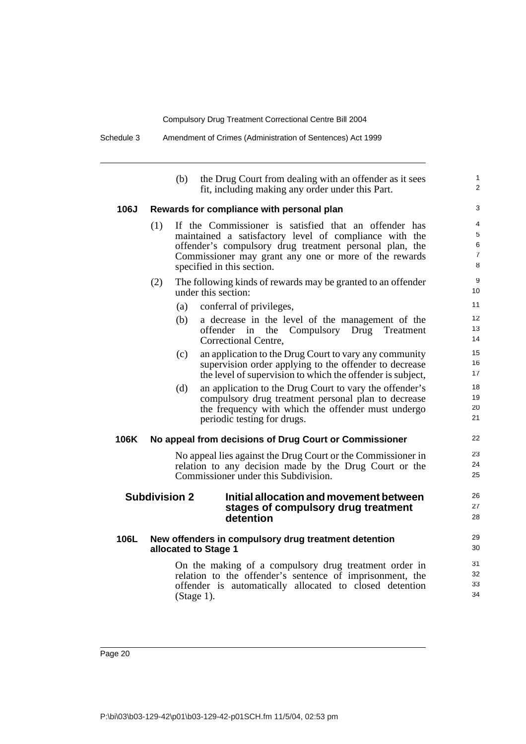(b) the Drug Court from dealing with an offender as it sees fit, including making any order under this Part.

### 106J Rewards for compliance with personal plan

(1) If the Commissioner is satisfied that an offender has maintained a satisfactory level of compliance with the offender's compulsory drug treatment personal plan, the Commissioner may grant any one or more of the rewards specified in this section.

(2) The following kinds of rewards may be granted to an offender under this section:

(a) conferral of privileges,

(b) a decrease in the level of the management of the offender in the Compulsory Drug Treatment Correctional Centre,

(c) an application to the Drug Court to vary any community supervision order applying to the offender to decrease the level of supervision to which the offender is subject,

(d) an application to the Drug Court to vary the offender's compulsory drug treatment personal plan to decrease the frequency with which the offender must undergo periodic testing for drugs.

### 106K No appeal from decisions of Drug Court or Commissioner

No appeal lies against the Drug Court or the Commissioner in relation to any decision made by the Drug Court or the Commissioner under this Subdivision.

## Subdivision 2 Initial allocation and movement between stages of compulsory drug treatment detention

### 106L New offenders in compulsory drug treatment detention allocated to Stage 1

On the making of a compulsory drug treatment order in relation to the offender's sentence of imprisonment, the offender is automatically allocated to closed detention (Stage 1).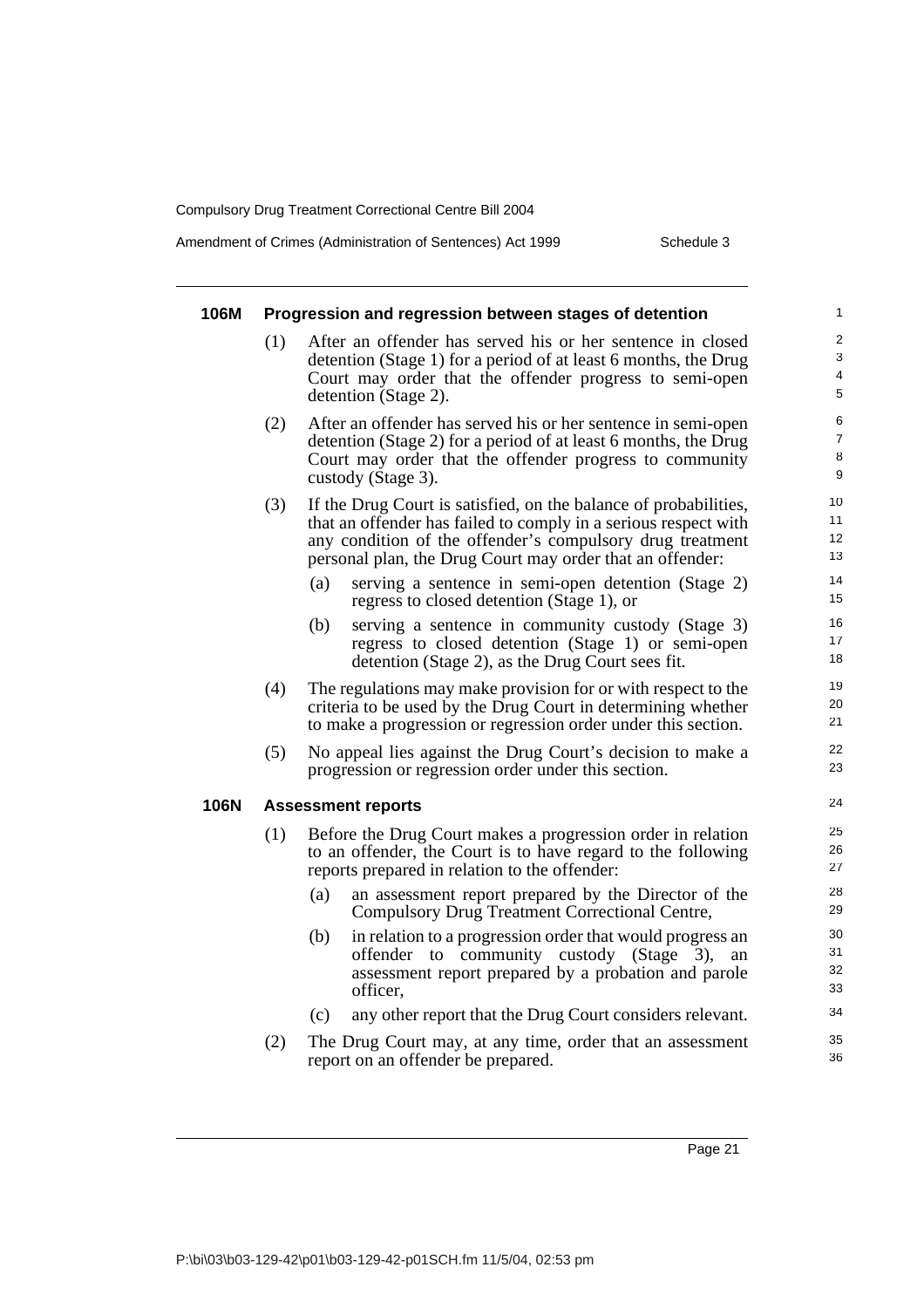### 106M Progression and regression between stages of detention

(1) After an offender has served his or her sentence in closed detention (Stage 1) for a period of at least 6 months, the Drug Court may order that the offender progress to semi-open detention (Stage 2).

(2) After an offender has served his or her sentence in semi-open detention (Stage 2) for a period of at least 6 months, the Drug Court may order that the offender progress to community custody (Stage 3).

(3) If the Drug Court is satisfied, on the balance of probabilities, that an offender has failed to comply in a serious respect with any condition of the offender's compulsory drug treatment personal plan, the Drug Court may order that an offender:

- (a) serving a sentence in semi-open detention (Stage 2) regress to closed detention (Stage 1), or
- (b) serving a sentence in community custody (Stage 3) regress to closed detention (Stage 1) or semi-open detention (Stage 2), as the Drug Court sees fit.

(4) The regulations may make provision for or with respect to the criteria to be used by the Drug Court in determining whether to make a progression or regression order under this section.

(5) No appeal lies against the Drug Court's decision to make a progression or regression order under this section.

### 106N Assessment reports

(1) Before the Drug Court makes a progression order in relation to an offender, the Court is to have regard to the following reports prepared in relation to the offender:

- (a) an assessment report prepared by the Director of the Compulsory Drug Treatment Correctional Centre,
- (b) in relation to a progression order that would progress an offender to community custody (Stage 3), an assessment report prepared by a probation and parole officer,
- (c) any other report that the Drug Court considers relevant.

(2) The Drug Court may, at any time, order that an assessment report on an offender be prepared.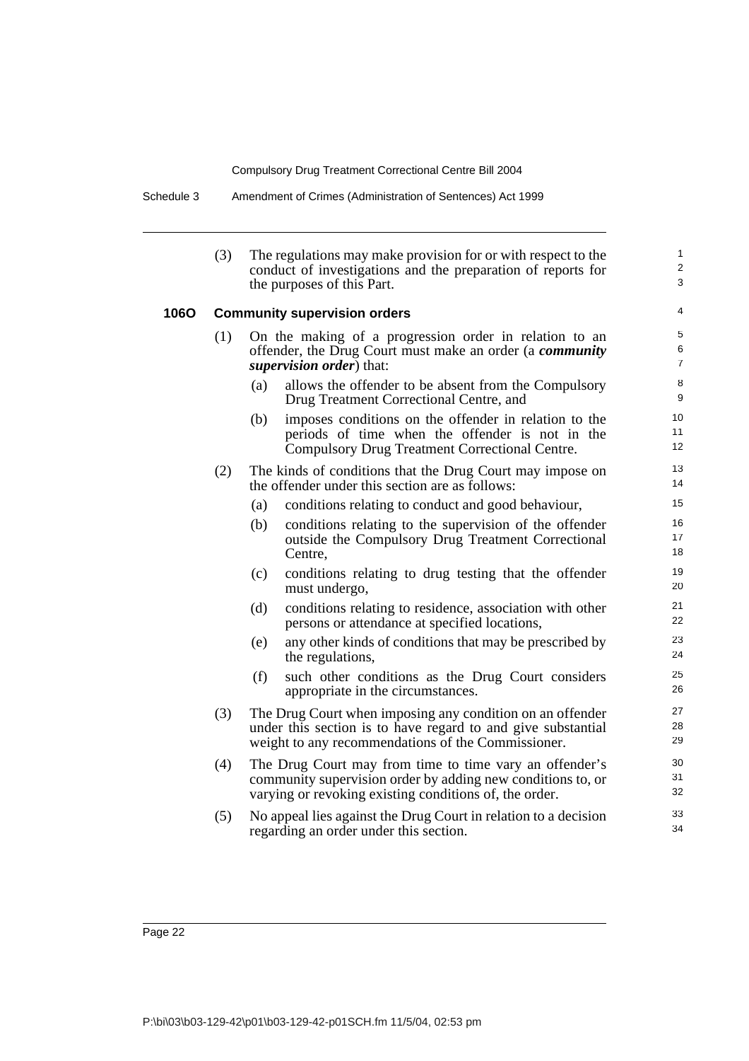(3) The regulations may make provision for or with respect to the conduct of investigations and the preparation of reports for the purposes of this Part.

### 106O Community supervision orders

(1) On the making of a progression order in relation to an offender, the Drug Court must make an order (a ***community supervision order***) that:

- (a) allows the offender to be absent from the Compulsory Drug Treatment Correctional Centre, and
- (b) imposes conditions on the offender in relation to the periods of time when the offender is not in the Compulsory Drug Treatment Correctional Centre.

(2) The kinds of conditions that the Drug Court may impose on the offender under this section are as follows:

- (a) conditions relating to conduct and good behaviour,
- (b) conditions relating to the supervision of the offender outside the Compulsory Drug Treatment Correctional Centre,
- (c) conditions relating to drug testing that the offender must undergo,
- (d) conditions relating to residence, association with other persons or attendance at specified locations,
- (e) any other kinds of conditions that may be prescribed by the regulations,
- (f) such other conditions as the Drug Court considers appropriate in the circumstances.

(3) The Drug Court when imposing any condition on an offender under this section is to have regard to and give substantial weight to any recommendations of the Commissioner.

(4) The Drug Court may from time to time vary an offender's community supervision order by adding new conditions to, or varying or revoking existing conditions of, the order.

(5) No appeal lies against the Drug Court in relation to a decision regarding an order under this section.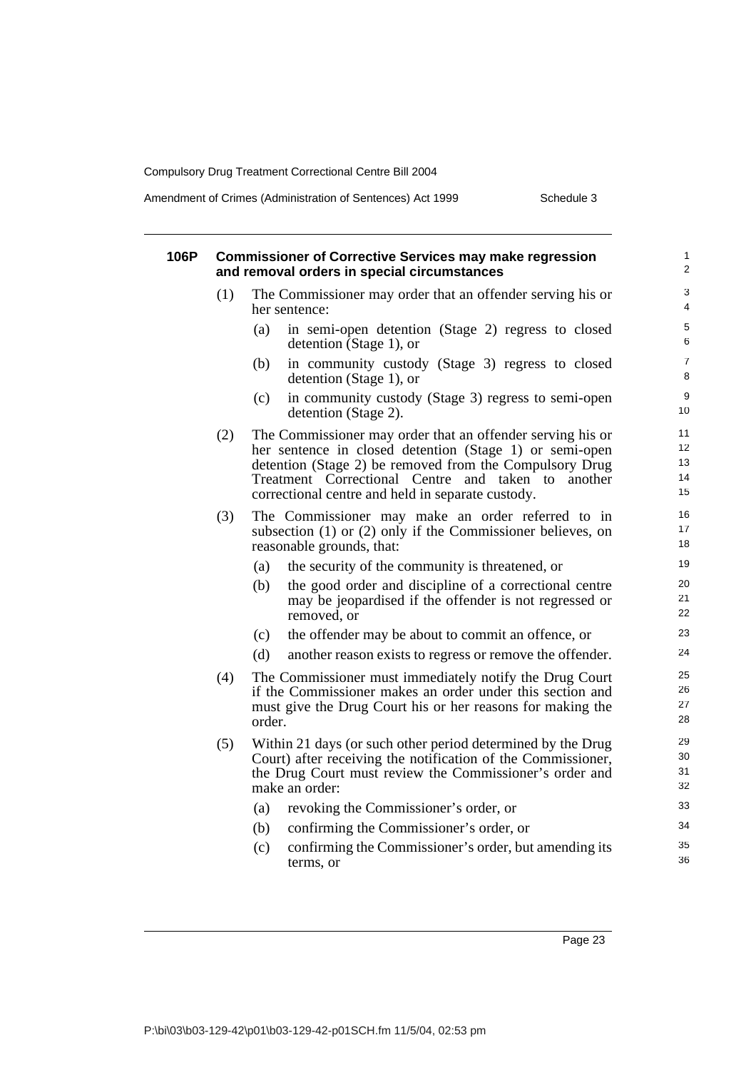### 106P Commissioner of Corrective Services may make regression and removal orders in special circumstances

(1) The Commissioner may order that an offender serving his or her sentence:

- (a) in semi-open detention (Stage 2) regress to closed detention (Stage 1), or
- (b) in community custody (Stage 3) regress to closed detention (Stage 1), or
- (c) in community custody (Stage 3) regress to semi-open detention (Stage 2).

(2) The Commissioner may order that an offender serving his or her sentence in closed detention (Stage 1) or semi-open detention (Stage 2) be removed from the Compulsory Drug Treatment Correctional Centre and taken to another correctional centre and held in separate custody.

(3) The Commissioner may make an order referred to in subsection (1) or (2) only if the Commissioner believes, on reasonable grounds, that:

- (a) the security of the community is threatened, or
- (b) the good order and discipline of a correctional centre may be jeopardised if the offender is not regressed or removed, or
- (c) the offender may be about to commit an offence, or
- (d) another reason exists to regress or remove the offender.

(4) The Commissioner must immediately notify the Drug Court if the Commissioner makes an order under this section and must give the Drug Court his or her reasons for making the order.

(5) Within 21 days (or such other period determined by the Drug Court) after receiving the notification of the Commissioner, the Drug Court must review the Commissioner's order and make an order:

- (a) revoking the Commissioner's order, or
- (b) confirming the Commissioner's order, or
- (c) confirming the Commissioner's order, but amending its terms, or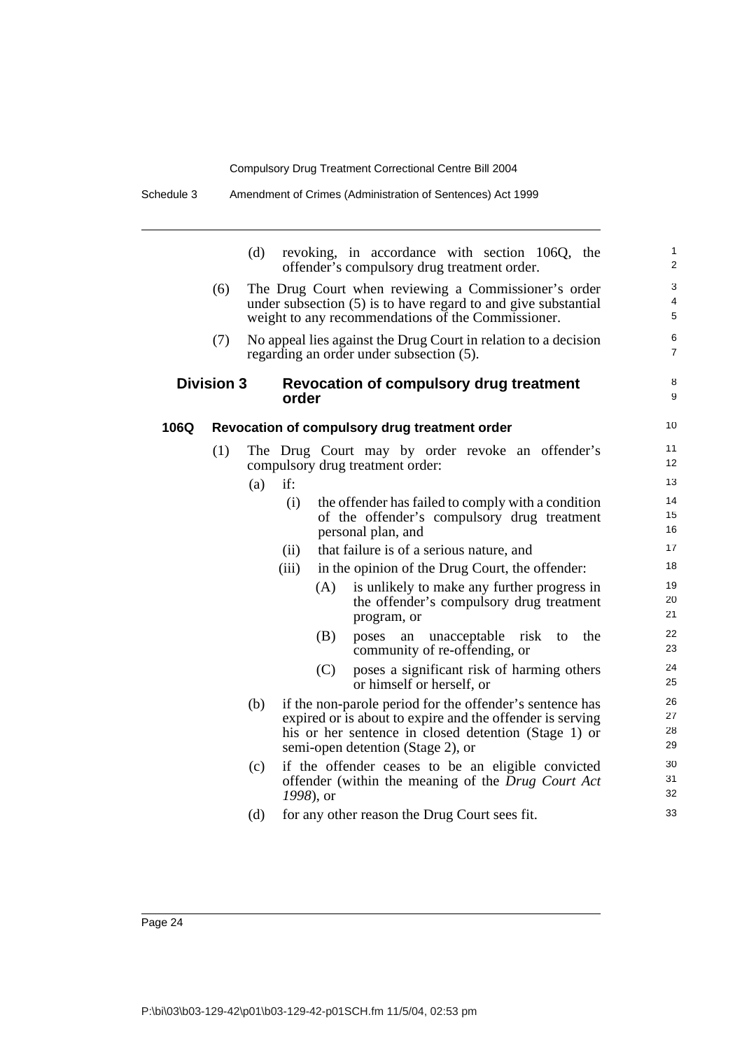(d) revoking, in accordance with section 106Q, the offender's compulsory drug treatment order.

(6) The Drug Court when reviewing a Commissioner's order under subsection (5) is to have regard to and give substantial weight to any recommendations of the Commissioner.

(7) No appeal lies against the Drug Court in relation to a decision regarding an order under subsection (5).

## Division 3 Revocation of compulsory drug treatment order

### 106Q Revocation of compulsory drug treatment order

(1) The Drug Court may by order revoke an offender's compulsory drug treatment order:

(a) if:

(i) the offender has failed to comply with a condition of the offender's compulsory drug treatment personal plan, and

(ii) that failure is of a serious nature, and

(iii) in the opinion of the Drug Court, the offender:

(A) is unlikely to make any further progress in the offender's compulsory drug treatment program, or

(B) poses an unacceptable risk to the community of re-offending, or

(C) poses a significant risk of harming others or himself or herself, or

(b) if the non-parole period for the offender's sentence has expired or is about to expire and the offender is serving his or her sentence in closed detention (Stage 1) or semi-open detention (Stage 2), or

(c) if the offender ceases to be an eligible convicted offender (within the meaning of the *Drug Court Act 1998*), or

(d) for any other reason the Drug Court sees fit.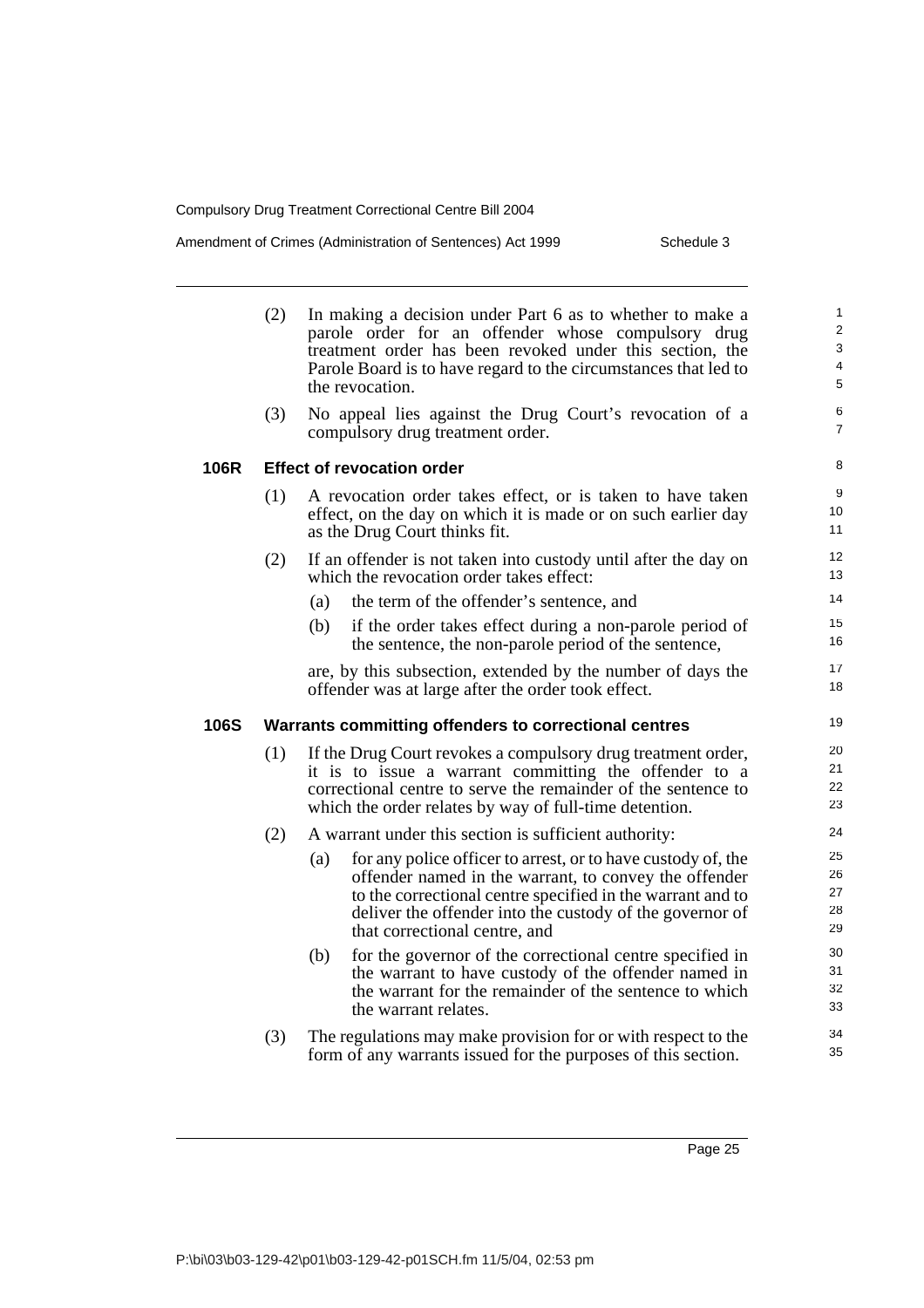(2) In making a decision under Part 6 as to whether to make a parole order for an offender whose compulsory drug treatment order has been revoked under this section, the Parole Board is to have regard to the circumstances that led to the revocation.

(3) No appeal lies against the Drug Court's revocation of a compulsory drug treatment order.

### 106R Effect of revocation order

(1) A revocation order takes effect, or is taken to have taken effect, on the day on which it is made or on such earlier day as the Drug Court thinks fit.

(2) If an offender is not taken into custody until after the day on which the revocation order takes effect:

- (a) the term of the offender's sentence, and
- (b) if the order takes effect during a non-parole period of the sentence, the non-parole period of the sentence,

are, by this subsection, extended by the number of days the offender was at large after the order took effect.

### 106S Warrants committing offenders to correctional centres

(1) If the Drug Court revokes a compulsory drug treatment order, it is to issue a warrant committing the offender to a correctional centre to serve the remainder of the sentence to which the order relates by way of full-time detention.

(2) A warrant under this section is sufficient authority:

- (a) for any police officer to arrest, or to have custody of, the offender named in the warrant, to convey the offender to the correctional centre specified in the warrant and to deliver the offender into the custody of the governor of that correctional centre, and
- (b) for the governor of the correctional centre specified in the warrant to have custody of the offender named in the warrant for the remainder of the sentence to which the warrant relates.

(3) The regulations may make provision for or with respect to the form of any warrants issued for the purposes of this section.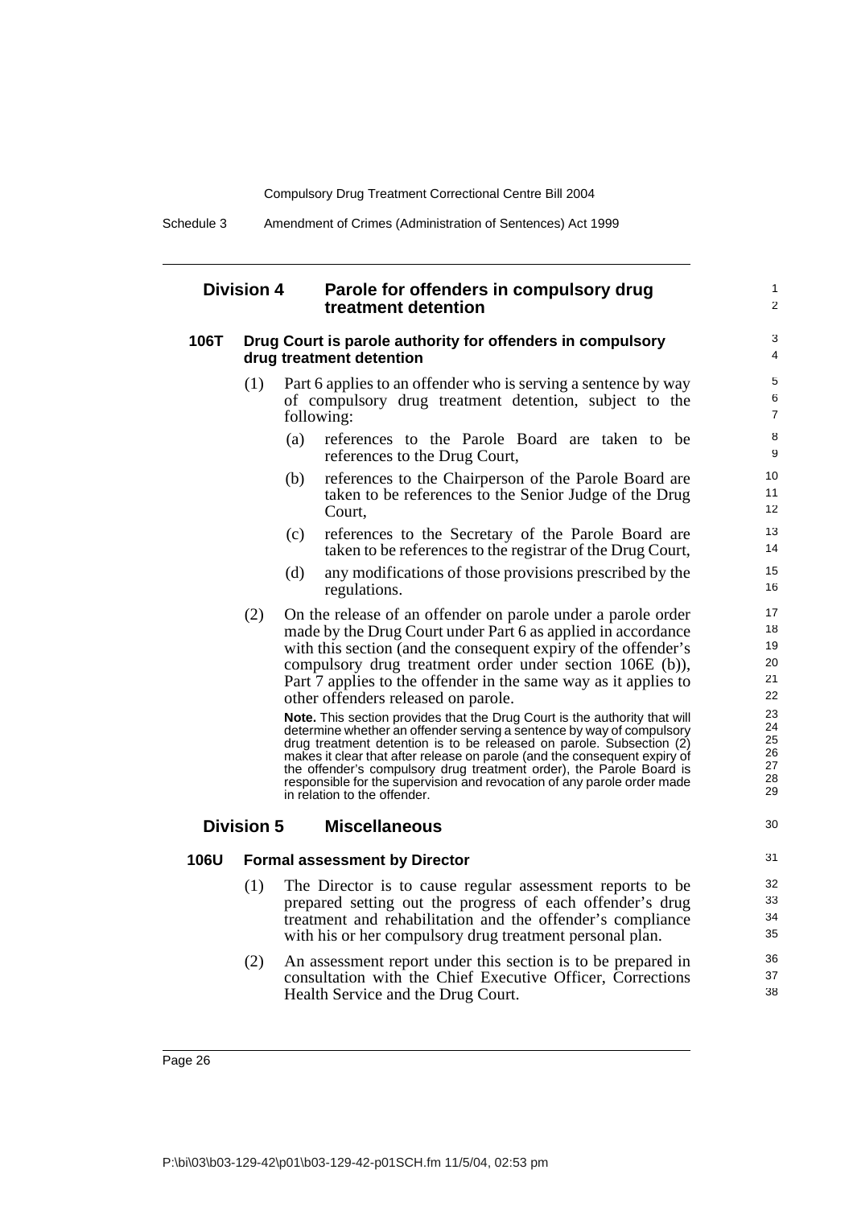## Division 4 Parole for offenders in compulsory drug treatment detention

### 106T Drug Court is parole authority for offenders in compulsory drug treatment detention

(1) Part 6 applies to an offender who is serving a sentence by way of compulsory drug treatment detention, subject to the following:

(a) references to the Parole Board are taken to be references to the Drug Court,

(b) references to the Chairperson of the Parole Board are taken to be references to the Senior Judge of the Drug Court,

(c) references to the Secretary of the Parole Board are taken to be references to the registrar of the Drug Court,

(d) any modifications of those provisions prescribed by the regulations.

(2) On the release of an offender on parole under a parole order made by the Drug Court under Part 6 as applied in accordance with this section (and the consequent expiry of the offender's compulsory drug treatment order under section 106E (b)), Part 7 applies to the offender in the same way as it applies to other offenders released on parole.

**Note.** This section provides that the Drug Court is the authority that will determine whether an offender serving a sentence by way of compulsory drug treatment detention is to be released on parole. Subsection (2) makes it clear that after release on parole (and the consequent expiry of the offender's compulsory drug treatment order), the Parole Board is responsible for the supervision and revocation of any parole order made in relation to the offender.

## Division 5 Miscellaneous

### 106U Formal assessment by Director

(1) The Director is to cause regular assessment reports to be prepared setting out the progress of each offender's drug treatment and rehabilitation and the offender's compliance with his or her compulsory drug treatment personal plan.

(2) An assessment report under this section is to be prepared in consultation with the Chief Executive Officer, Corrections Health Service and the Drug Court.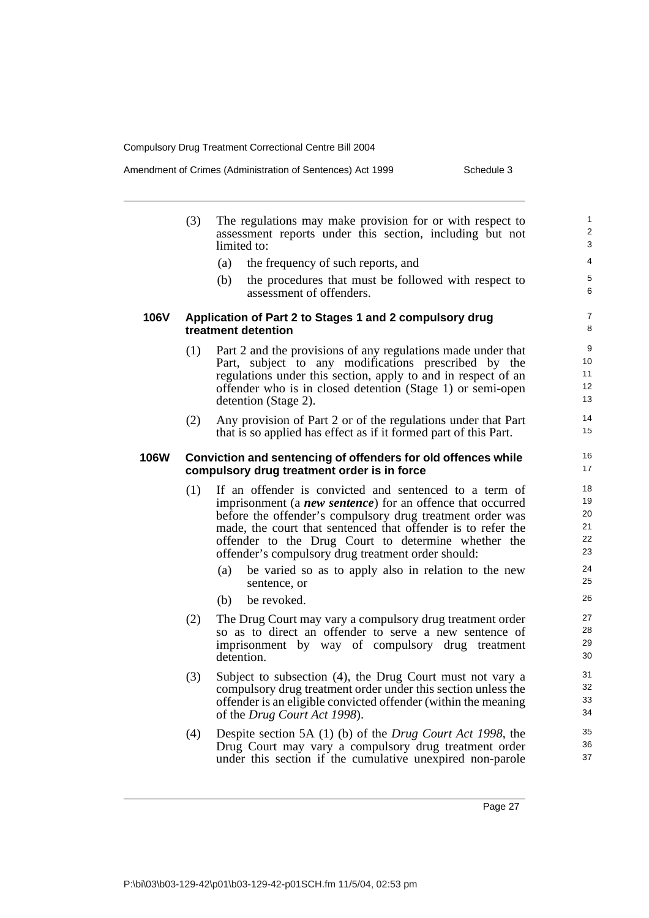(3) The regulations may make provision for or with respect to assessment reports under this section, including but not limited to:

(a) the frequency of such reports, and

(b) the procedures that must be followed with respect to assessment of offenders.

### 106V Application of Part 2 to Stages 1 and 2 compulsory drug treatment detention

(1) Part 2 and the provisions of any regulations made under that Part, subject to any modifications prescribed by the regulations under this section, apply to and in respect of an offender who is in closed detention (Stage 1) or semi-open detention (Stage 2).

(2) Any provision of Part 2 or of the regulations under that Part that is so applied has effect as if it formed part of this Part.

### 106W Conviction and sentencing of offenders for old offences while compulsory drug treatment order is in force

(1) If an offender is convicted and sentenced to a term of imprisonment (a ***new sentence***) for an offence that occurred before the offender's compulsory drug treatment order was made, the court that sentenced that offender is to refer the offender to the Drug Court to determine whether the offender's compulsory drug treatment order should:

(a) be varied so as to apply also in relation to the new sentence, or

(b) be revoked.

(2) The Drug Court may vary a compulsory drug treatment order so as to direct an offender to serve a new sentence of imprisonment by way of compulsory drug treatment detention.

(3) Subject to subsection (4), the Drug Court must not vary a compulsory drug treatment order under this section unless the offender is an eligible convicted offender (within the meaning of the *Drug Court Act 1998*).

(4) Despite section 5A (1) (b) of the *Drug Court Act 1998*, the Drug Court may vary a compulsory drug treatment order under this section if the cumulative unexpired non-parole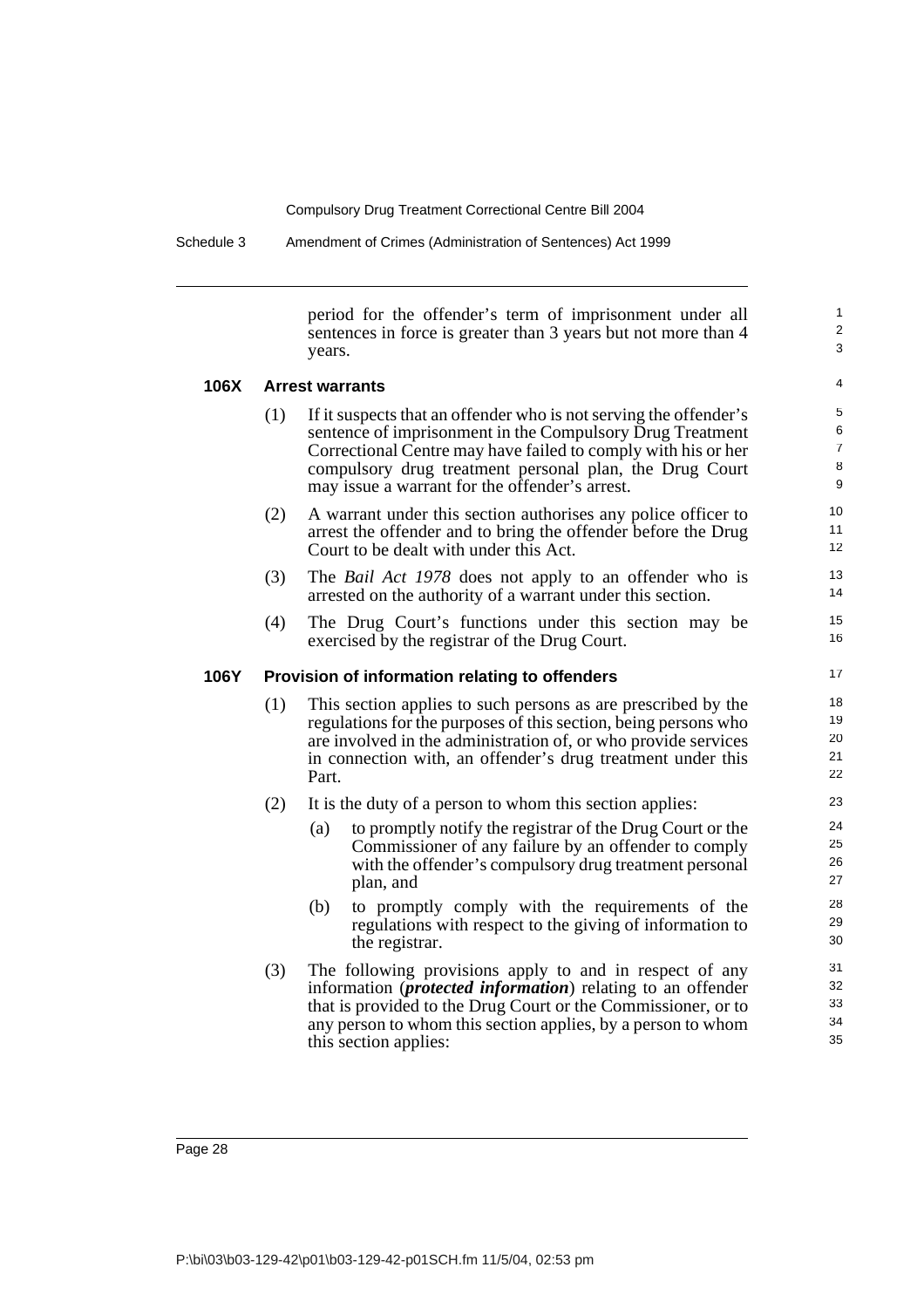period for the offender's term of imprisonment under all sentences in force is greater than 3 years but not more than 4 years.

### 106X Arrest warrants

(1) If it suspects that an offender who is not serving the offender's sentence of imprisonment in the Compulsory Drug Treatment Correctional Centre may have failed to comply with his or her compulsory drug treatment personal plan, the Drug Court may issue a warrant for the offender's arrest.

(2) A warrant under this section authorises any police officer to arrest the offender and to bring the offender before the Drug Court to be dealt with under this Act.

(3) The *Bail Act 1978* does not apply to an offender who is arrested on the authority of a warrant under this section.

(4) The Drug Court's functions under this section may be exercised by the registrar of the Drug Court.

### 106Y Provision of information relating to offenders

(1) This section applies to such persons as are prescribed by the regulations for the purposes of this section, being persons who are involved in the administration of, or who provide services in connection with, an offender's drug treatment under this Part.

(2) It is the duty of a person to whom this section applies:

- (a) to promptly notify the registrar of the Drug Court or the Commissioner of any failure by an offender to comply with the offender's compulsory drug treatment personal plan, and
- (b) to promptly comply with the requirements of the regulations with respect to the giving of information to the registrar.

(3) The following provisions apply to and in respect of any information (***protected information***) relating to an offender that is provided to the Drug Court or the Commissioner, or to any person to whom this section applies, by a person to whom this section applies: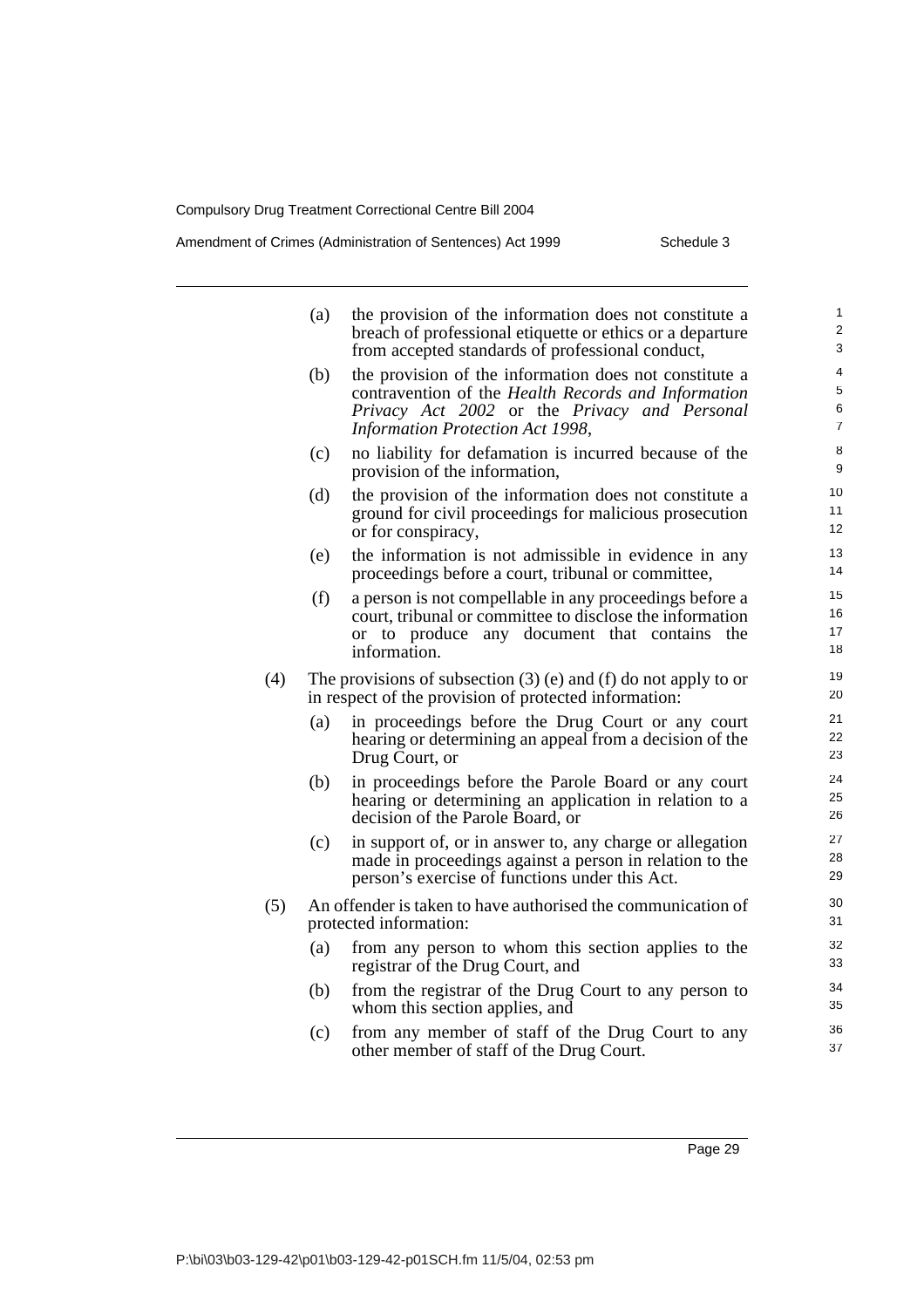(a) the provision of the information does not constitute a breach of professional etiquette or ethics or a departure from accepted standards of professional conduct,

(b) the provision of the information does not constitute a contravention of the *Health Records and Information Privacy Act 2002* or the *Privacy and Personal Information Protection Act 1998*,

(c) no liability for defamation is incurred because of the provision of the information,

(d) the provision of the information does not constitute a ground for civil proceedings for malicious prosecution or for conspiracy,

(e) the information is not admissible in evidence in any proceedings before a court, tribunal or committee,

(f) a person is not compellable in any proceedings before a court, tribunal or committee to disclose the information or to produce any document that contains the information.

(4) The provisions of subsection (3) (e) and (f) do not apply to or in respect of the provision of protected information:

(a) in proceedings before the Drug Court or any court hearing or determining an appeal from a decision of the Drug Court, or

(b) in proceedings before the Parole Board or any court hearing or determining an application in relation to a decision of the Parole Board, or

(c) in support of, or in answer to, any charge or allegation made in proceedings against a person in relation to the person's exercise of functions under this Act.

(5) An offender is taken to have authorised the communication of protected information:

(a) from any person to whom this section applies to the registrar of the Drug Court, and

(b) from the registrar of the Drug Court to any person to whom this section applies, and

(c) from any member of staff of the Drug Court to any other member of staff of the Drug Court.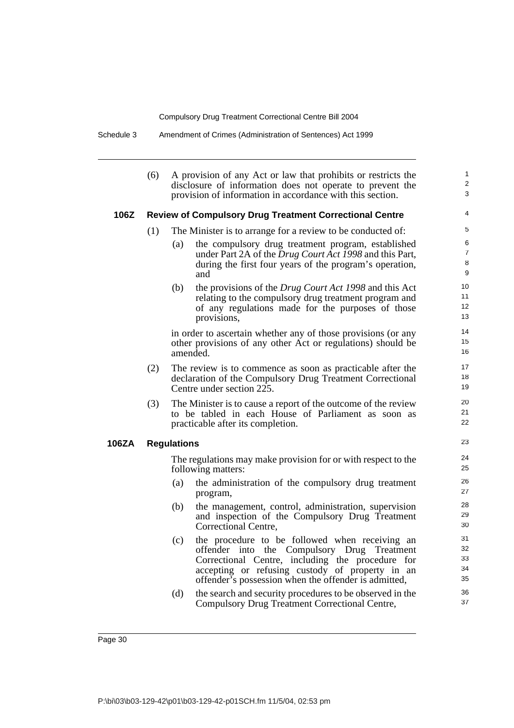(6) A provision of any Act or law that prohibits or restricts the disclosure of information does not operate to prevent the provision of information in accordance with this section.

**106Z Review of Compulsory Drug Treatment Correctional Centre**

(1) The Minister is to arrange for a review to be conducted of:

- (a) the compulsory drug treatment program, established under Part 2A of the *Drug Court Act 1998* and this Part, during the first four years of the program's operation, and
- (b) the provisions of the *Drug Court Act 1998* and this Act relating to the compulsory drug treatment program and of any regulations made for the purposes of those provisions,

in order to ascertain whether any of those provisions (or any other provisions of any other Act or regulations) should be amended.

(2) The review is to commence as soon as practicable after the declaration of the Compulsory Drug Treatment Correctional Centre under section 225.

(3) The Minister is to cause a report of the outcome of the review to be tabled in each House of Parliament as soon as practicable after its completion.

**106ZA Regulations**

The regulations may make provision for or with respect to the following matters:

- (a) the administration of the compulsory drug treatment program,
- (b) the management, control, administration, supervision and inspection of the Compulsory Drug Treatment Correctional Centre,
- (c) the procedure to be followed when receiving an offender into the Compulsory Drug Treatment Correctional Centre, including the procedure for accepting or refusing custody of property in an offender's possession when the offender is admitted,
- (d) the search and security procedures to be observed in the Compulsory Drug Treatment Correctional Centre,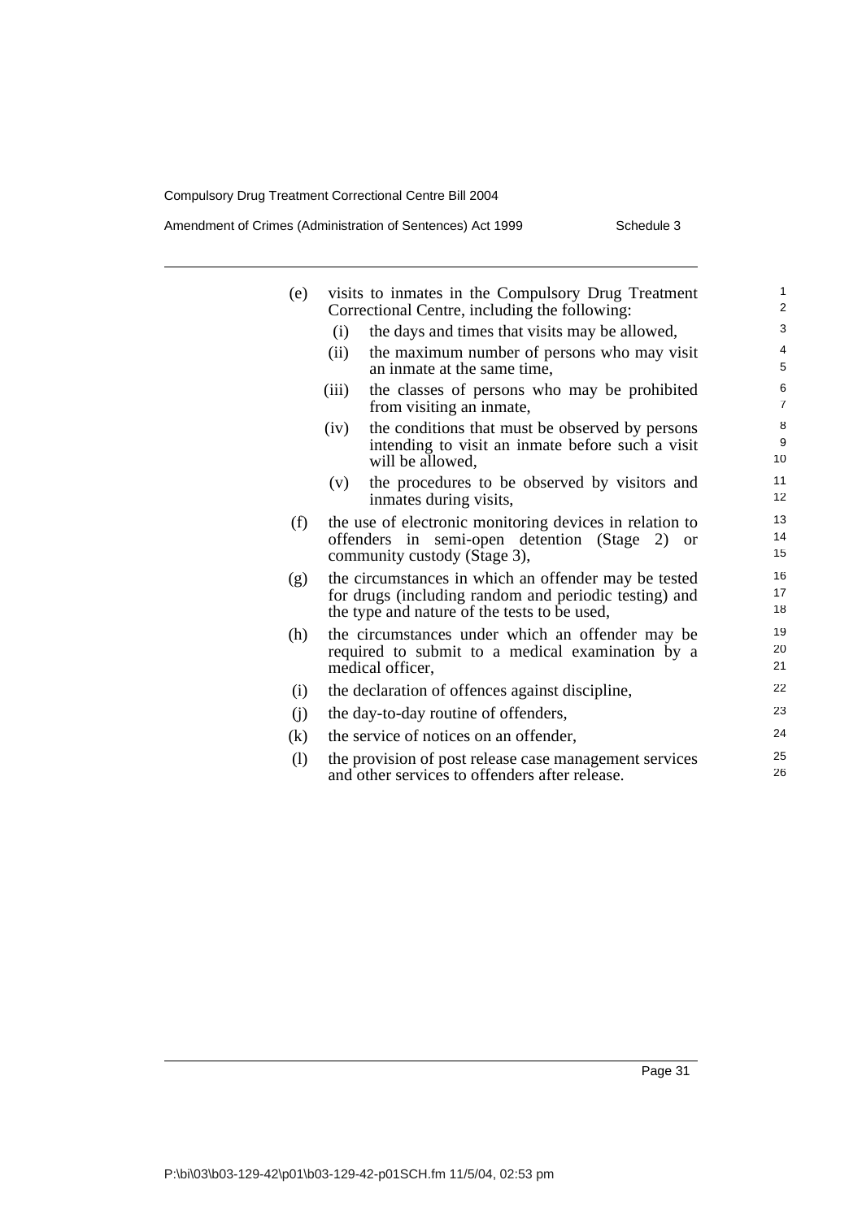(e) visits to inmates in the Compulsory Drug Treatment Correctional Centre, including the following:

   (i) the days and times that visits may be allowed,

   (ii) the maximum number of persons who may visit an inmate at the same time,

   (iii) the classes of persons who may be prohibited from visiting an inmate,

   (iv) the conditions that must be observed by persons intending to visit an inmate before such a visit will be allowed,

   (v) the procedures to be observed by visitors and inmates during visits,

(f) the use of electronic monitoring devices in relation to offenders in semi-open detention (Stage 2) or community custody (Stage 3),

(g) the circumstances in which an offender may be tested for drugs (including random and periodic testing) and the type and nature of the tests to be used,

(h) the circumstances under which an offender may be required to submit to a medical examination by a medical officer,

(i) the declaration of offences against discipline,

(j) the day-to-day routine of offenders,

(k) the service of notices on an offender,

(l) the provision of post release case management services and other services to offenders after release.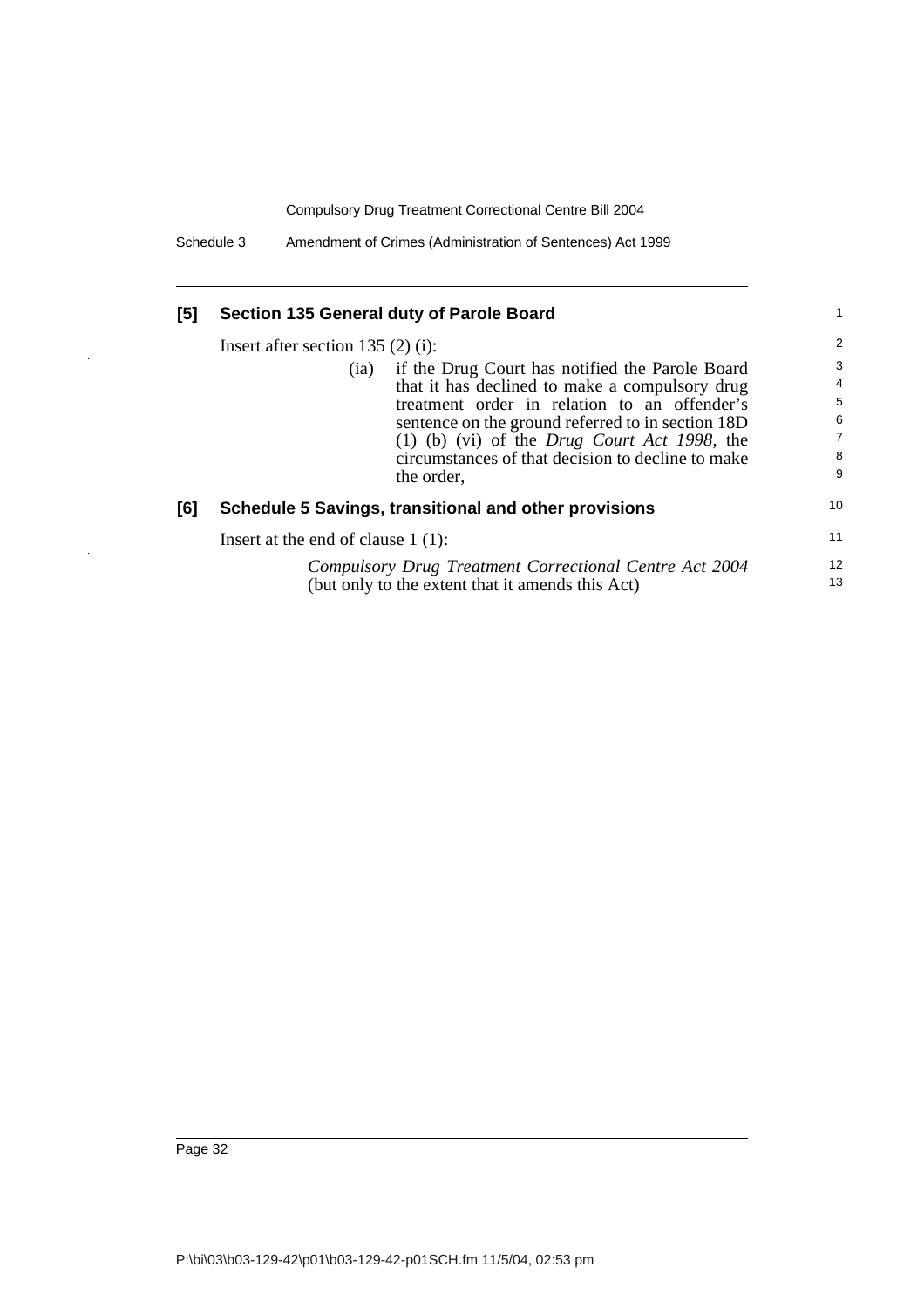### [5] Section 135 General duty of Parole Board

Insert after section 135 (2) (i):

> (ia) if the Drug Court has notified the Parole Board that it has declined to make a compulsory drug treatment order in relation to an offender's sentence on the ground referred to in section 18D (1) (b) (vi) of the *Drug Court Act 1998*, the circumstances of that decision to decline to make the order,

### [6] Schedule 5 Savings, transitional and other provisions

Insert at the end of clause 1 (1):

> *Compulsory Drug Treatment Correctional Centre Act 2004* (but only to the extent that it amends this Act)